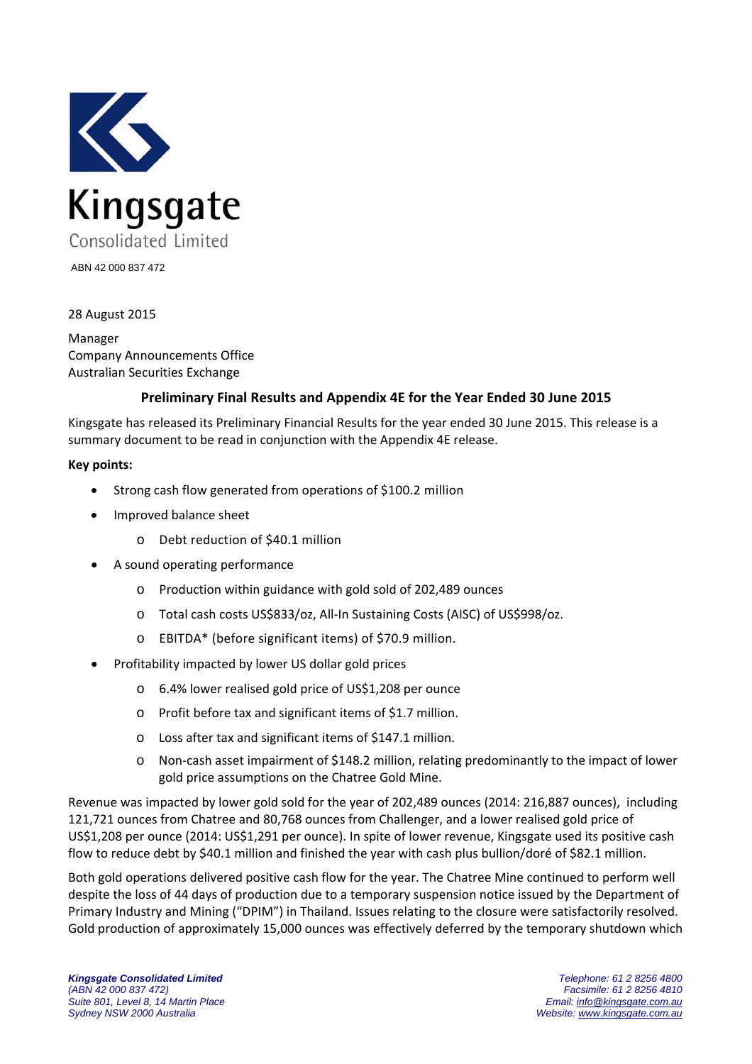Kingsgate

Consolidated Limited

ABN 42 000 837 472

28 August 2015

Manager
Company Announcements Office
Australian Securities Exchange

## Preliminary Final Results and Appendix 4E for the Year Ended 30 June 2015

Kingsgate has released its Preliminary Financial Results for the year ended 30 June 2015. This release is a summary document to be read in conjunction with the Appendix 4E release.

**Key points:**

- Strong cash flow generated from operations of $100.2 million
- Improved balance sheet
  - Debt reduction of $40.1 million
- A sound operating performance
  - Production within guidance with gold sold of 202,489 ounces
  - Total cash costs US$833/oz, All-In Sustaining Costs (AISC) of US$998/oz.
  - EBITDA* (before significant items) of $70.9 million.
- Profitability impacted by lower US dollar gold prices
  - 6.4% lower realised gold price of US$1,208 per ounce
  - Profit before tax and significant items of $1.7 million.
  - Loss after tax and significant items of $147.1 million.
  - Non-cash asset impairment of $148.2 million, relating predominantly to the impact of lower gold price assumptions on the Chatree Gold Mine.

Revenue was impacted by lower gold sold for the year of 202,489 ounces (2014: 216,887 ounces), including 121,721 ounces from Chatree and 80,768 ounces from Challenger, and a lower realised gold price of US$1,208 per ounce (2014: US$1,291 per ounce). In spite of lower revenue, Kingsgate used its positive cash flow to reduce debt by $40.1 million and finished the year with cash plus bullion/doré of $82.1 million.

Both gold operations delivered positive cash flow for the year. The Chatree Mine continued to perform well despite the loss of 44 days of production due to a temporary suspension notice issued by the Department of Primary Industry and Mining ("DPIM") in Thailand. Issues relating to the closure were satisfactorily resolved. Gold production of approximately 15,000 ounces was effectively deferred by the temporary shutdown which

*Kingsgate Consolidated Limited*
*(ABN 42 000 837 472)*
*Suite 801, Level 8, 14 Martin Place*
*Sydney NSW 2000 Australia*

*Telephone: 61 2 8256 4800*
*Facsimile: 61 2 8256 4810*
*Email: info@kingsgate.com.au*
*Website: www.kingsgate.com.au*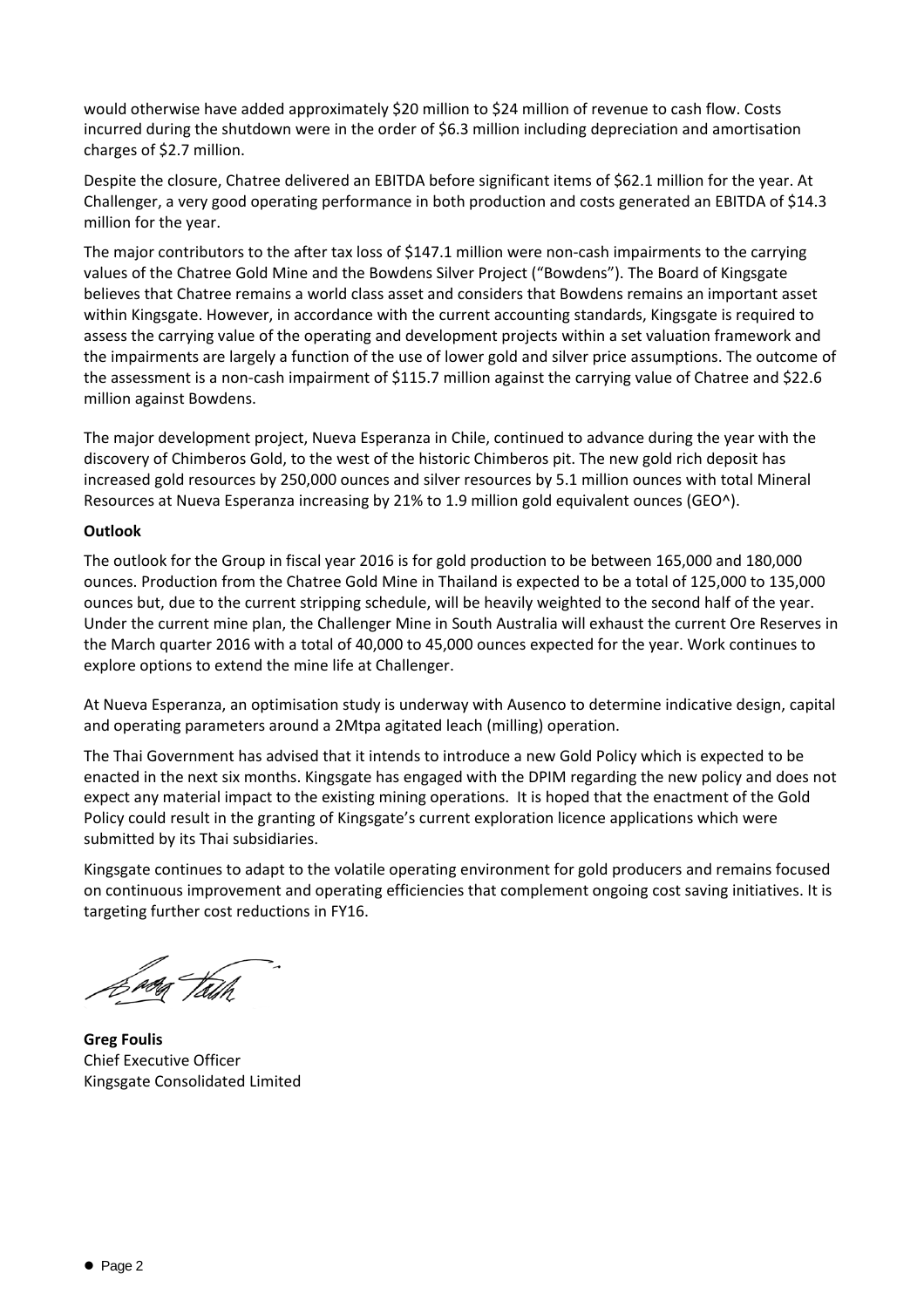would otherwise have added approximately $20 million to $24 million of revenue to cash flow. Costs incurred during the shutdown were in the order of $6.3 million including depreciation and amortisation charges of $2.7 million.

Despite the closure, Chatree delivered an EBITDA before significant items of $62.1 million for the year. At Challenger, a very good operating performance in both production and costs generated an EBITDA of $14.3 million for the year.

The major contributors to the after tax loss of $147.1 million were non-cash impairments to the carrying values of the Chatree Gold Mine and the Bowdens Silver Project ("Bowdens"). The Board of Kingsgate believes that Chatree remains a world class asset and considers that Bowdens remains an important asset within Kingsgate. However, in accordance with the current accounting standards, Kingsgate is required to assess the carrying value of the operating and development projects within a set valuation framework and the impairments are largely a function of the use of lower gold and silver price assumptions. The outcome of the assessment is a non-cash impairment of $115.7 million against the carrying value of Chatree and $22.6 million against Bowdens.

The major development project, Nueva Esperanza in Chile, continued to advance during the year with the discovery of Chimberos Gold, to the west of the historic Chimberos pit. The new gold rich deposit has increased gold resources by 250,000 ounces and silver resources by 5.1 million ounces with total Mineral Resources at Nueva Esperanza increasing by 21% to 1.9 million gold equivalent ounces (GEO^).

**Outlook**

The outlook for the Group in fiscal year 2016 is for gold production to be between 165,000 and 180,000 ounces. Production from the Chatree Gold Mine in Thailand is expected to be a total of 125,000 to 135,000 ounces but, due to the current stripping schedule, will be heavily weighted to the second half of the year. Under the current mine plan, the Challenger Mine in South Australia will exhaust the current Ore Reserves in the March quarter 2016 with a total of 40,000 to 45,000 ounces expected for the year. Work continues to explore options to extend the mine life at Challenger.

At Nueva Esperanza, an optimisation study is underway with Ausenco to determine indicative design, capital and operating parameters around a 2Mtpa agitated leach (milling) operation.

The Thai Government has advised that it intends to introduce a new Gold Policy which is expected to be enacted in the next six months. Kingsgate has engaged with the DPIM regarding the new policy and does not expect any material impact to the existing mining operations. It is hoped that the enactment of the Gold Policy could result in the granting of Kingsgate's current exploration licence applications which were submitted by its Thai subsidiaries.

Kingsgate continues to adapt to the volatile operating environment for gold producers and remains focused on continuous improvement and operating efficiencies that complement ongoing cost saving initiatives. It is targeting further cost reductions in FY16.

**Greg Foulis**
Chief Executive Officer
Kingsgate Consolidated Limited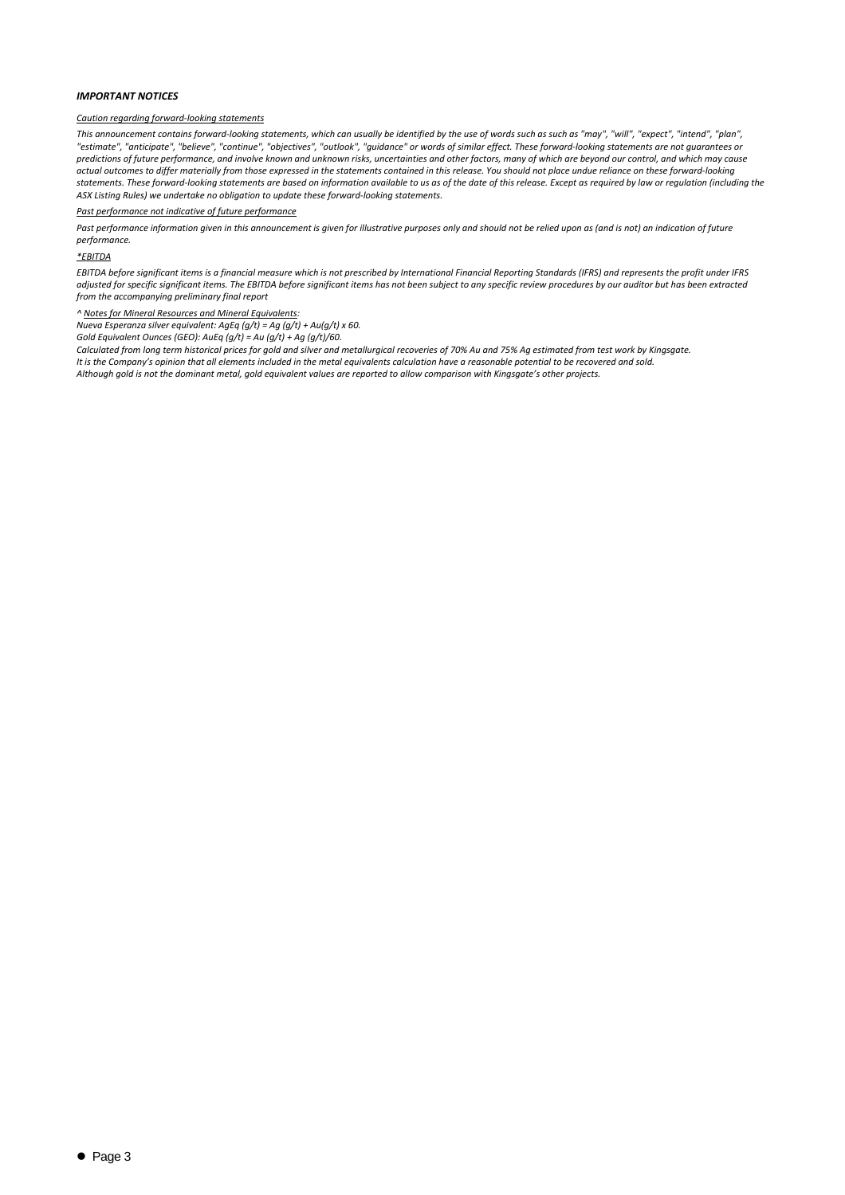***IMPORTANT NOTICES***

*Caution regarding forward-looking statements*

*This announcement contains forward-looking statements, which can usually be identified by the use of words such as such as "may", "will", "expect", "intend", "plan", "estimate", "anticipate", "believe", "continue", "objectives", "outlook", "guidance" or words of similar effect. These forward-looking statements are not guarantees or predictions of future performance, and involve known and unknown risks, uncertainties and other factors, many of which are beyond our control, and which may cause actual outcomes to differ materially from those expressed in the statements contained in this release. You should not place undue reliance on these forward-looking statements. These forward-looking statements are based on information available to us as of the date of this release. Except as required by law or regulation (including the ASX Listing Rules) we undertake no obligation to update these forward-looking statements.*

*Past performance not indicative of future performance*

*Past performance information given in this announcement is given for illustrative purposes only and should not be relied upon as (and is not) an indication of future performance.*

**EBITDA*

*EBITDA before significant items is a financial measure which is not prescribed by International Financial Reporting Standards (IFRS) and represents the profit under IFRS adjusted for specific significant items. The EBITDA before significant items has not been subject to any specific review procedures by our auditor but has been extracted from the accompanying preliminary final report*

*^ Notes for Mineral Resources and Mineral Equivalents:*

*Nueva Esperanza silver equivalent: AgEq (g/t) = Ag (g/t) + Au(g/t) x 60.*

*Gold Equivalent Ounces (GEO): AuEq (g/t) = Au (g/t) + Ag (g/t)/60.*

*Calculated from long term historical prices for gold and silver and metallurgical recoveries of 70% Au and 75% Ag estimated from test work by Kingsgate.*

*It is the Company's opinion that all elements included in the metal equivalents calculation have a reasonable potential to be recovered and sold.*

*Although gold is not the dominant metal, gold equivalent values are reported to allow comparison with Kingsgate's other projects.*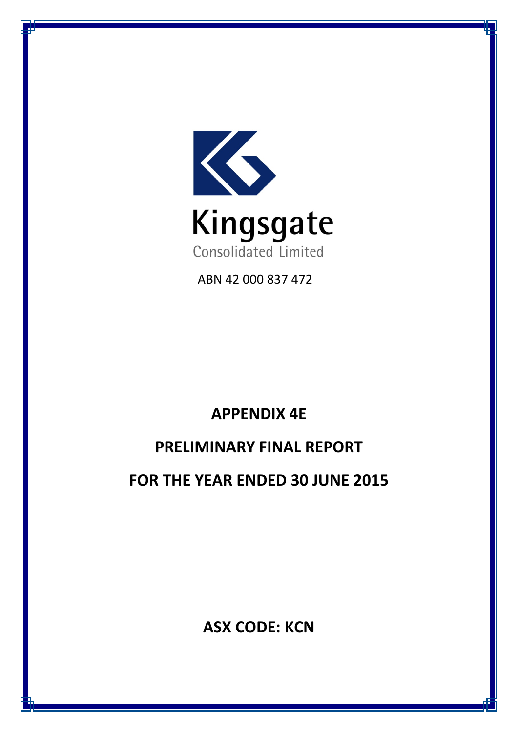Kingsgate

Consolidated Limited

ABN 42 000 837 472

# APPENDIX 4E

## PRELIMINARY FINAL REPORT

## FOR THE YEAR ENDED 30 JUNE 2015

**ASX CODE: KCN**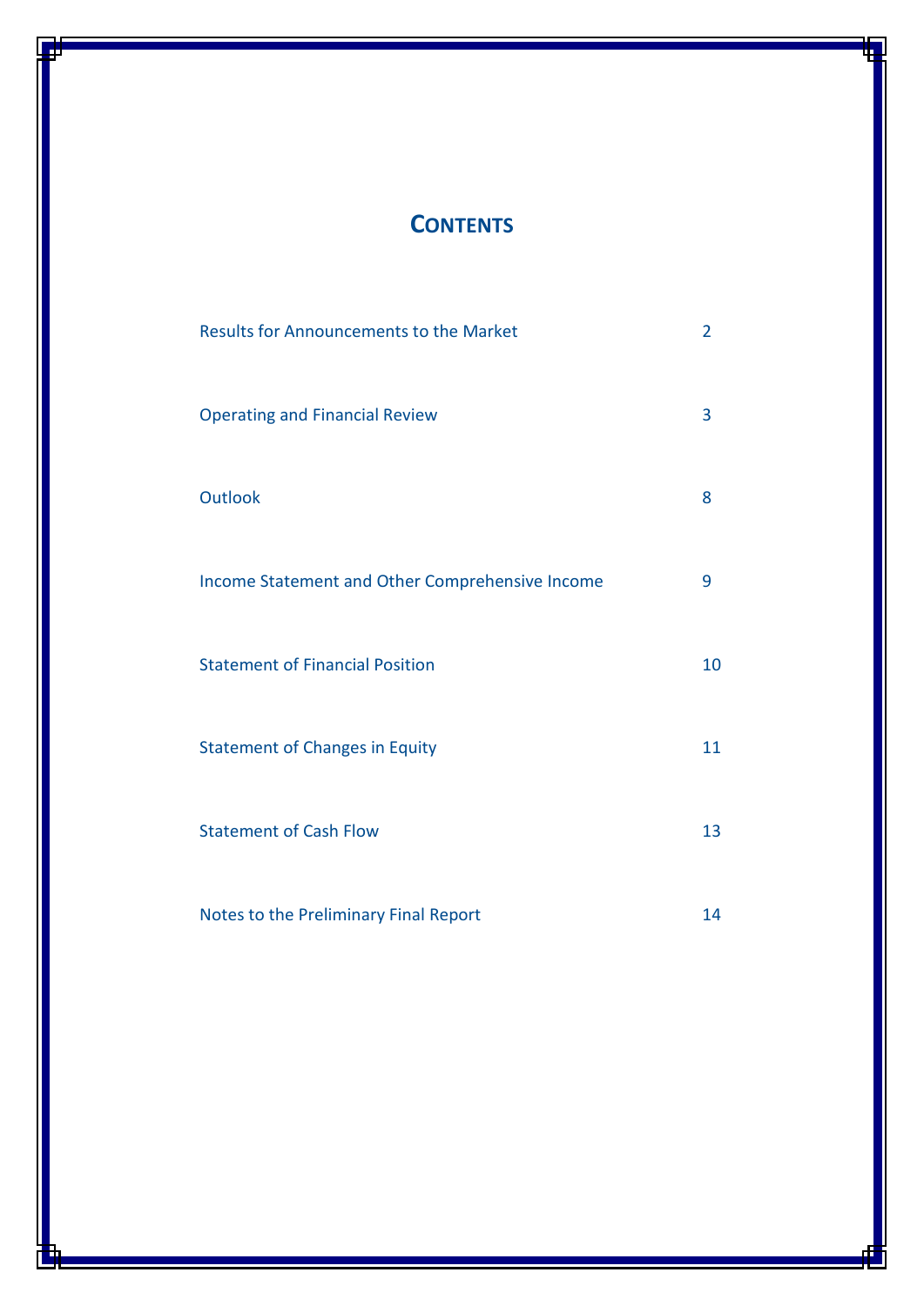# Contents

| | |
|---|---|
| Results for Announcements to the Market | 2 |
| Operating and Financial Review | 3 |
| Outlook | 8 |
| Income Statement and Other Comprehensive Income | 9 |
| Statement of Financial Position | 10 |
| Statement of Changes in Equity | 11 |
| Statement of Cash Flow | 13 |
| Notes to the Preliminary Final Report | 14 |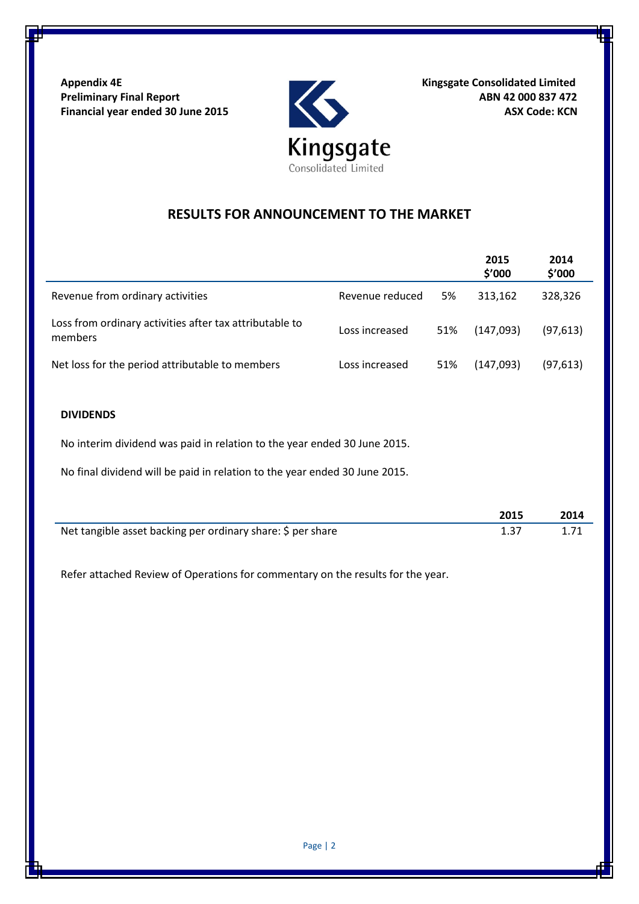**Appendix 4E**
**Preliminary Final Report**
**Financial year ended 30 June 2015**

**Kingsgate Consolidated Limited**
**ABN 42 000 837 472**
**ASX Code: KCN**

## RESULTS FOR ANNOUNCEMENT TO THE MARKET

| | | | 2015 $'000 | 2014 $'000 |
|---|---|---|---|---|
| Revenue from ordinary activities | Revenue reduced | 5% | 313,162 | 328,326 |
| Loss from ordinary activities after tax attributable to members | Loss increased | 51% | (147,093) | (97,613) |
| Net loss for the period attributable to members | Loss increased | 51% | (147,093) | (97,613) |

**DIVIDENDS**

No interim dividend was paid in relation to the year ended 30 June 2015.

No final dividend will be paid in relation to the year ended 30 June 2015.

| | 2015 | 2014 |
|---|---|---|
| Net tangible asset backing per ordinary share: $ per share | 1.37 | 1.71 |

Refer attached Review of Operations for commentary on the results for the year.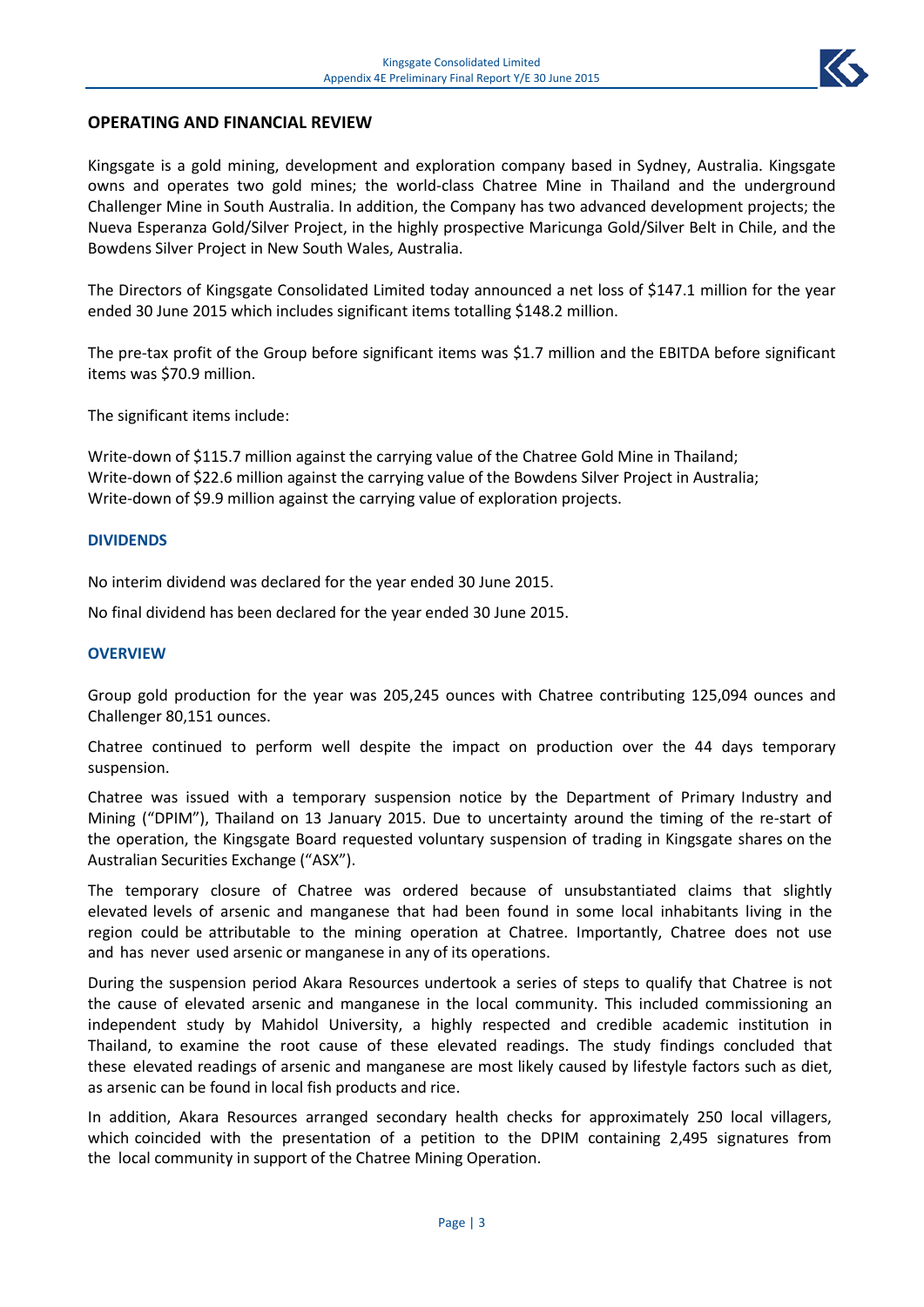## OPERATING AND FINANCIAL REVIEW

Kingsgate is a gold mining, development and exploration company based in Sydney, Australia. Kingsgate owns and operates two gold mines; the world-class Chatree Mine in Thailand and the underground Challenger Mine in South Australia. In addition, the Company has two advanced development projects; the Nueva Esperanza Gold/Silver Project, in the highly prospective Maricunga Gold/Silver Belt in Chile, and the Bowdens Silver Project in New South Wales, Australia.

The Directors of Kingsgate Consolidated Limited today announced a net loss of $147.1 million for the year ended 30 June 2015 which includes significant items totalling $148.2 million.

The pre-tax profit of the Group before significant items was $1.7 million and the EBITDA before significant items was $70.9 million.

The significant items include:

Write-down of $115.7 million against the carrying value of the Chatree Gold Mine in Thailand;
Write-down of $22.6 million against the carrying value of the Bowdens Silver Project in Australia;
Write-down of $9.9 million against the carrying value of exploration projects.

### DIVIDENDS

No interim dividend was declared for the year ended 30 June 2015.

No final dividend has been declared for the year ended 30 June 2015.

### OVERVIEW

Group gold production for the year was 205,245 ounces with Chatree contributing 125,094 ounces and Challenger 80,151 ounces.

Chatree continued to perform well despite the impact on production over the 44 days temporary suspension.

Chatree was issued with a temporary suspension notice by the Department of Primary Industry and Mining ("DPIM"), Thailand on 13 January 2015. Due to uncertainty around the timing of the re-start of the operation, the Kingsgate Board requested voluntary suspension of trading in Kingsgate shares on the Australian Securities Exchange ("ASX").

The temporary closure of Chatree was ordered because of unsubstantiated claims that slightly elevated levels of arsenic and manganese that had been found in some local inhabitants living in the region could be attributable to the mining operation at Chatree. Importantly, Chatree does not use and has never used arsenic or manganese in any of its operations.

During the suspension period Akara Resources undertook a series of steps to qualify that Chatree is not the cause of elevated arsenic and manganese in the local community. This included commissioning an independent study by Mahidol University, a highly respected and credible academic institution in Thailand, to examine the root cause of these elevated readings. The study findings concluded that these elevated readings of arsenic and manganese are most likely caused by lifestyle factors such as diet, as arsenic can be found in local fish products and rice.

In addition, Akara Resources arranged secondary health checks for approximately 250 local villagers, which coincided with the presentation of a petition to the DPIM containing 2,495 signatures from the local community in support of the Chatree Mining Operation.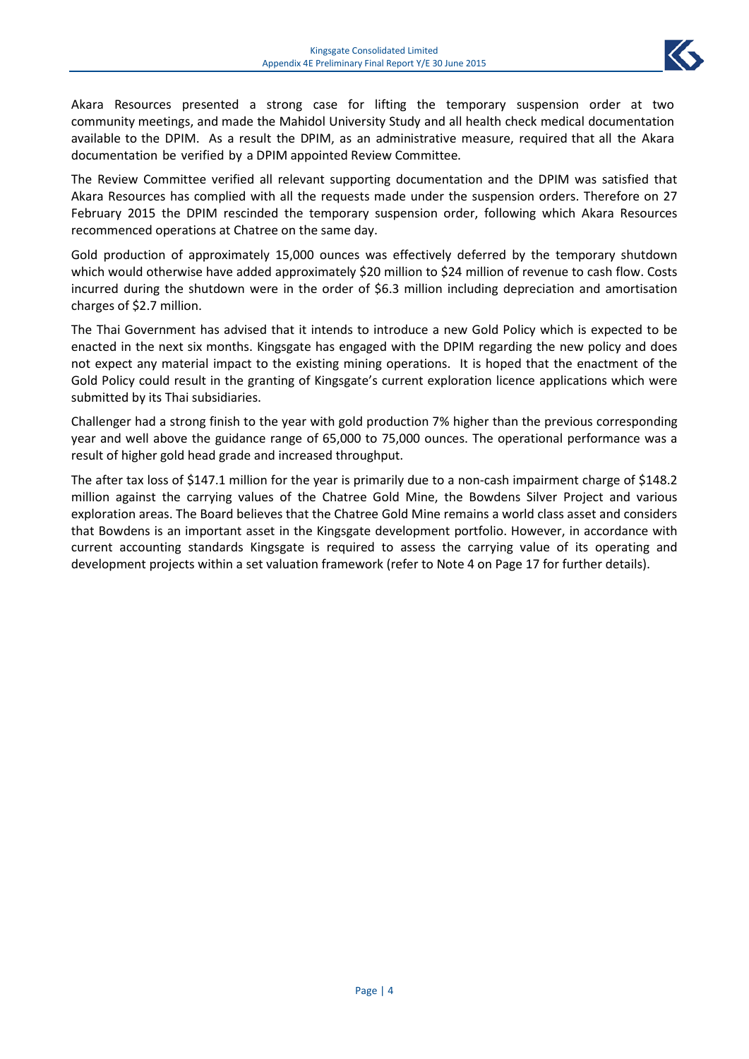Akara Resources presented a strong case for lifting the temporary suspension order at two community meetings, and made the Mahidol University Study and all health check medical documentation available to the DPIM. As a result the DPIM, as an administrative measure, required that all the Akara documentation be verified by a DPIM appointed Review Committee.

The Review Committee verified all relevant supporting documentation and the DPIM was satisfied that Akara Resources has complied with all the requests made under the suspension orders. Therefore on 27 February 2015 the DPIM rescinded the temporary suspension order, following which Akara Resources recommenced operations at Chatree on the same day.

Gold production of approximately 15,000 ounces was effectively deferred by the temporary shutdown which would otherwise have added approximately $20 million to $24 million of revenue to cash flow. Costs incurred during the shutdown were in the order of $6.3 million including depreciation and amortisation charges of $2.7 million.

The Thai Government has advised that it intends to introduce a new Gold Policy which is expected to be enacted in the next six months. Kingsgate has engaged with the DPIM regarding the new policy and does not expect any material impact to the existing mining operations. It is hoped that the enactment of the Gold Policy could result in the granting of Kingsgate's current exploration licence applications which were submitted by its Thai subsidiaries.

Challenger had a strong finish to the year with gold production 7% higher than the previous corresponding year and well above the guidance range of 65,000 to 75,000 ounces. The operational performance was a result of higher gold head grade and increased throughput.

The after tax loss of $147.1 million for the year is primarily due to a non-cash impairment charge of $148.2 million against the carrying values of the Chatree Gold Mine, the Bowdens Silver Project and various exploration areas. The Board believes that the Chatree Gold Mine remains a world class asset and considers that Bowdens is an important asset in the Kingsgate development portfolio. However, in accordance with current accounting standards Kingsgate is required to assess the carrying value of its operating and development projects within a set valuation framework (refer to Note 4 on Page 17 for further details).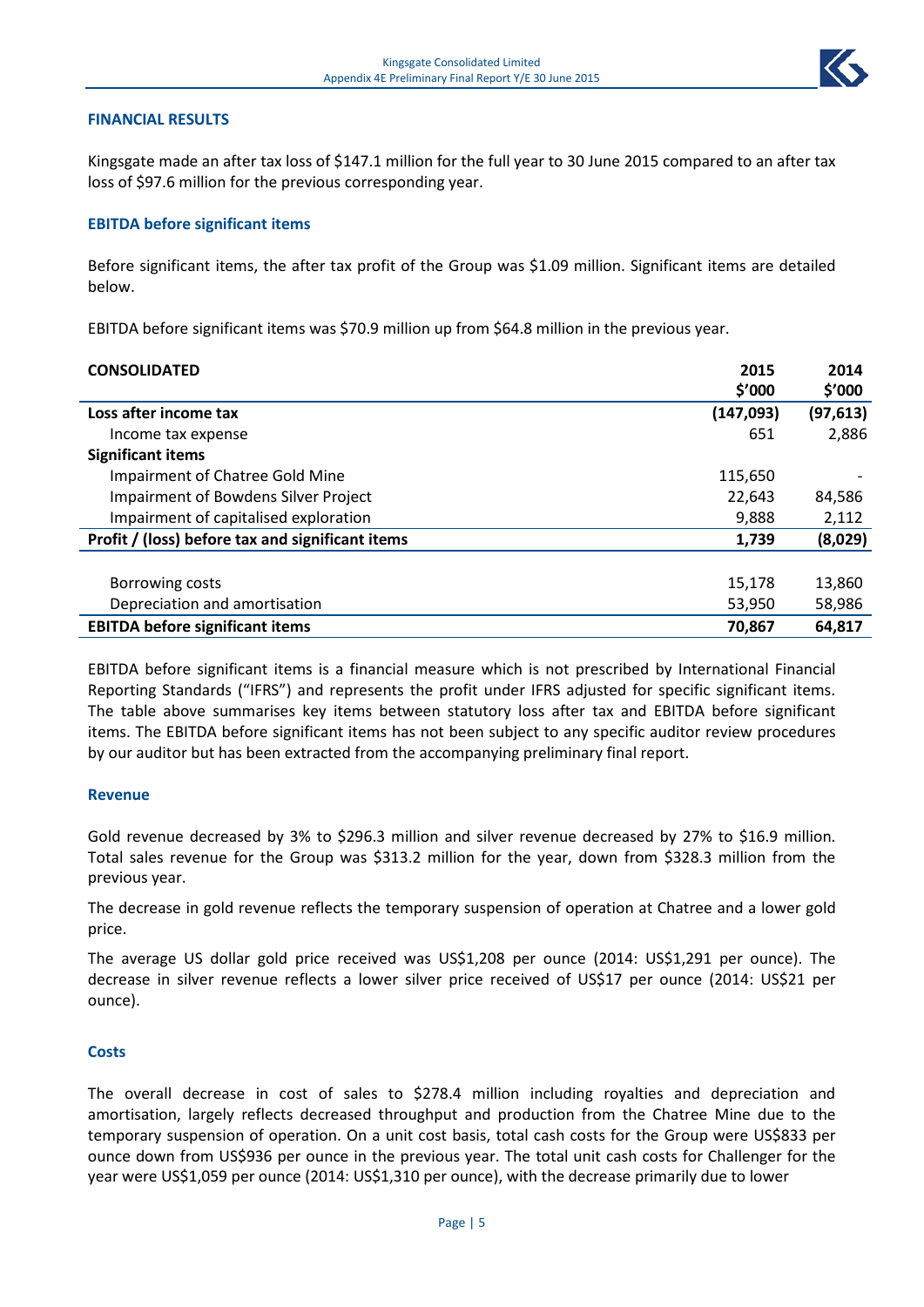## FINANCIAL RESULTS

Kingsgate made an after tax loss of $147.1 million for the full year to 30 June 2015 compared to an after tax loss of $97.6 million for the previous corresponding year.

### EBITDA before significant items

Before significant items, the after tax profit of the Group was $1.09 million. Significant items are detailed below.

EBITDA before significant items was $70.9 million up from $64.8 million in the previous year.

| CONSOLIDATED | 2015<br>$'000 | 2014<br>$'000 |
|---|---|---|
| **Loss after income tax** | **(147,093)** | **(97,613)** |
| Income tax expense | 651 | 2,886 |
| **Significant items** | | |
| Impairment of Chatree Gold Mine | 115,650 | - |
| Impairment of Bowdens Silver Project | 22,643 | 84,586 |
| Impairment of capitalised exploration | 9,888 | 2,112 |
| **Profit / (loss) before tax and significant items** | **1,739** | **(8,029)** |
| | | |
| Borrowing costs | 15,178 | 13,860 |
| Depreciation and amortisation | 53,950 | 58,986 |
| **EBITDA before significant items** | **70,867** | **64,817** |

EBITDA before significant items is a financial measure which is not prescribed by International Financial Reporting Standards ("IFRS") and represents the profit under IFRS adjusted for specific significant items. The table above summarises key items between statutory loss after tax and EBITDA before significant items. The EBITDA before significant items has not been subject to any specific auditor review procedures by our auditor but has been extracted from the accompanying preliminary final report.

### Revenue

Gold revenue decreased by 3% to $296.3 million and silver revenue decreased by 27% to $16.9 million. Total sales revenue for the Group was $313.2 million for the year, down from $328.3 million from the previous year.

The decrease in gold revenue reflects the temporary suspension of operation at Chatree and a lower gold price.

The average US dollar gold price received was US$1,208 per ounce (2014: US$1,291 per ounce). The decrease in silver revenue reflects a lower silver price received of US$17 per ounce (2014: US$21 per ounce).

### Costs

The overall decrease in cost of sales to $278.4 million including royalties and depreciation and amortisation, largely reflects decreased throughput and production from the Chatree Mine due to the temporary suspension of operation. On a unit cost basis, total cash costs for the Group were US$833 per ounce down from US$936 per ounce in the previous year. The total unit cash costs for Challenger for the year were US$1,059 per ounce (2014: US$1,310 per ounce), with the decrease primarily due to lower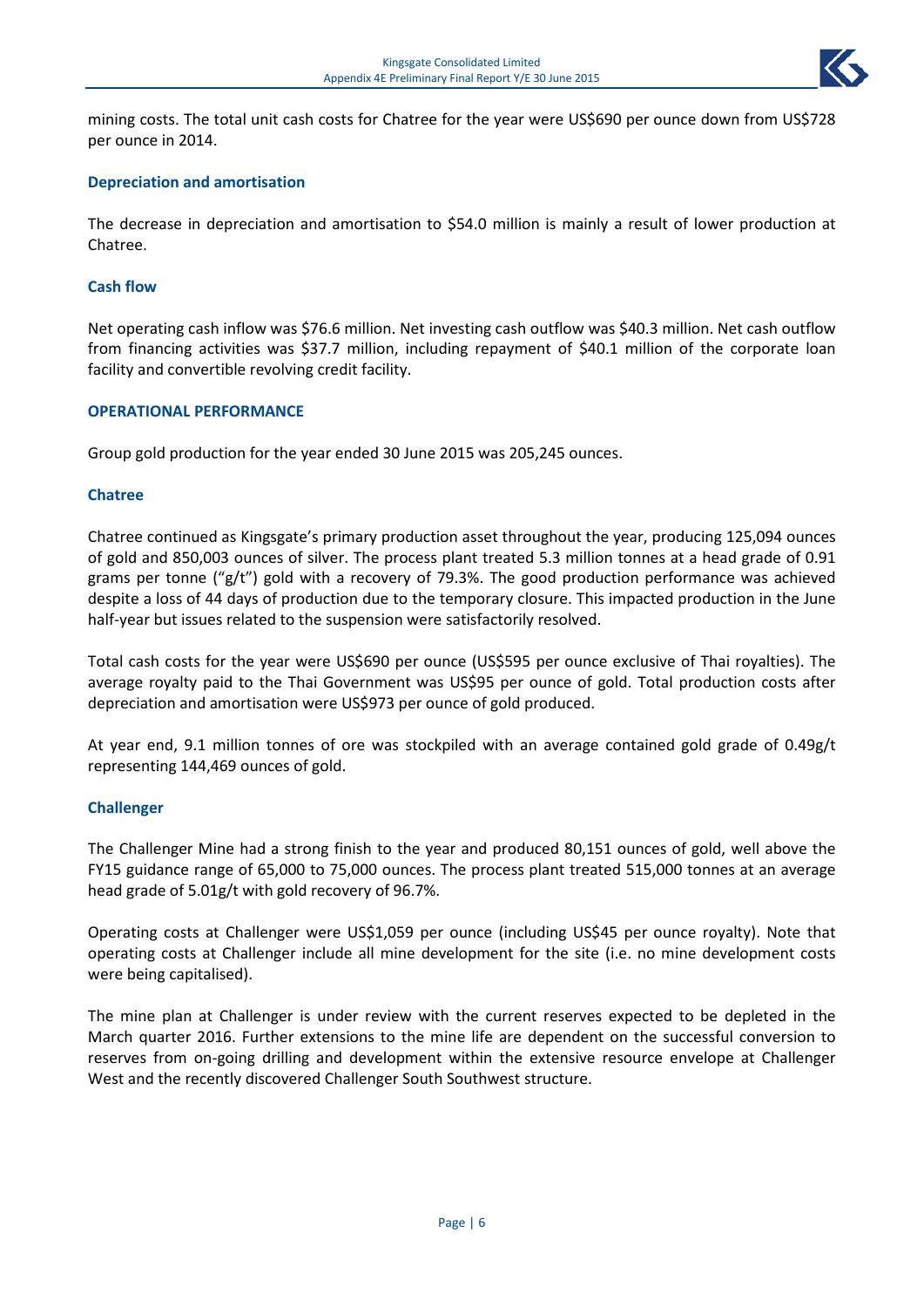mining costs. The total unit cash costs for Chatree for the year were US$690 per ounce down from US$728 per ounce in 2014.

### Depreciation and amortisation

The decrease in depreciation and amortisation to $54.0 million is mainly a result of lower production at Chatree.

### Cash flow

Net operating cash inflow was $76.6 million. Net investing cash outflow was $40.3 million. Net cash outflow from financing activities was $37.7 million, including repayment of $40.1 million of the corporate loan facility and convertible revolving credit facility.

## OPERATIONAL PERFORMANCE

Group gold production for the year ended 30 June 2015 was 205,245 ounces.

### Chatree

Chatree continued as Kingsgate's primary production asset throughout the year, producing 125,094 ounces of gold and 850,003 ounces of silver. The process plant treated 5.3 million tonnes at a head grade of 0.91 grams per tonne ("g/t") gold with a recovery of 79.3%. The good production performance was achieved despite a loss of 44 days of production due to the temporary closure. This impacted production in the June half-year but issues related to the suspension were satisfactorily resolved.

Total cash costs for the year were US$690 per ounce (US$595 per ounce exclusive of Thai royalties). The average royalty paid to the Thai Government was US$95 per ounce of gold. Total production costs after depreciation and amortisation were US$973 per ounce of gold produced.

At year end, 9.1 million tonnes of ore was stockpiled with an average contained gold grade of 0.49g/t representing 144,469 ounces of gold.

### Challenger

The Challenger Mine had a strong finish to the year and produced 80,151 ounces of gold, well above the FY15 guidance range of 65,000 to 75,000 ounces. The process plant treated 515,000 tonnes at an average head grade of 5.01g/t with gold recovery of 96.7%.

Operating costs at Challenger were US$1,059 per ounce (including US$45 per ounce royalty). Note that operating costs at Challenger include all mine development for the site (i.e. no mine development costs were being capitalised).

The mine plan at Challenger is under review with the current reserves expected to be depleted in the March quarter 2016. Further extensions to the mine life are dependent on the successful conversion to reserves from on-going drilling and development within the extensive resource envelope at Challenger West and the recently discovered Challenger South Southwest structure.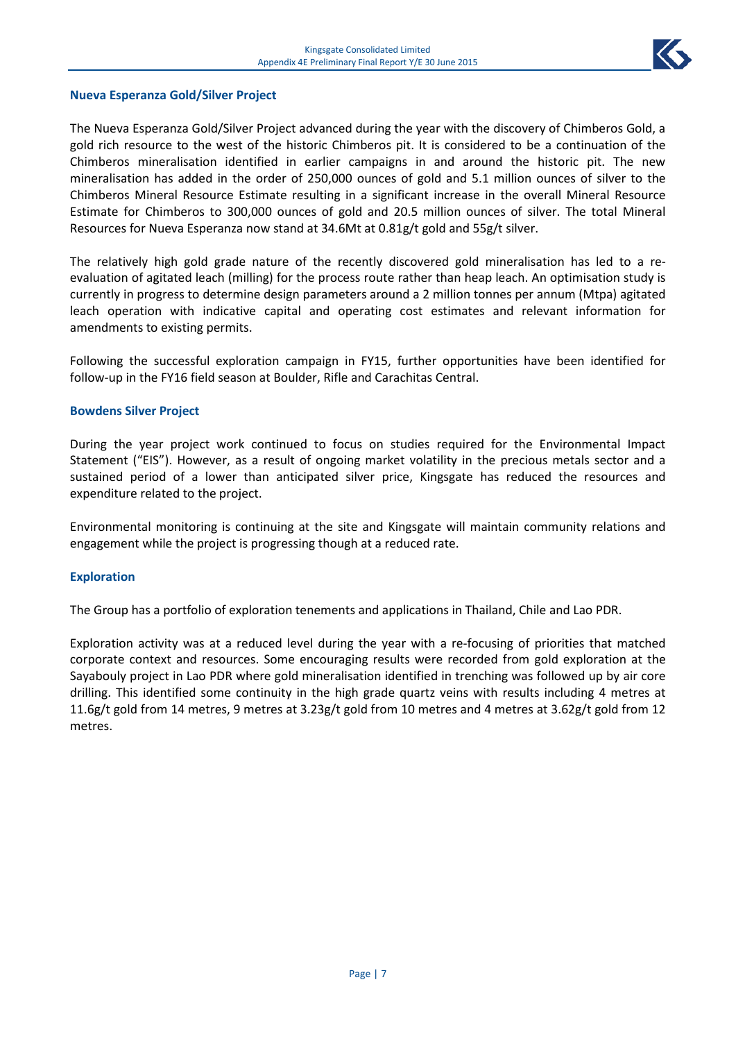### Nueva Esperanza Gold/Silver Project

The Nueva Esperanza Gold/Silver Project advanced during the year with the discovery of Chimberos Gold, a gold rich resource to the west of the historic Chimberos pit. It is considered to be a continuation of the Chimberos mineralisation identified in earlier campaigns in and around the historic pit. The new mineralisation has added in the order of 250,000 ounces of gold and 5.1 million ounces of silver to the Chimberos Mineral Resource Estimate resulting in a significant increase in the overall Mineral Resource Estimate for Chimberos to 300,000 ounces of gold and 20.5 million ounces of silver. The total Mineral Resources for Nueva Esperanza now stand at 34.6Mt at 0.81g/t gold and 55g/t silver.

The relatively high gold grade nature of the recently discovered gold mineralisation has led to a re-evaluation of agitated leach (milling) for the process route rather than heap leach. An optimisation study is currently in progress to determine design parameters around a 2 million tonnes per annum (Mtpa) agitated leach operation with indicative capital and operating cost estimates and relevant information for amendments to existing permits.

Following the successful exploration campaign in FY15, further opportunities have been identified for follow-up in the FY16 field season at Boulder, Rifle and Carachitas Central.

### Bowdens Silver Project

During the year project work continued to focus on studies required for the Environmental Impact Statement ("EIS"). However, as a result of ongoing market volatility in the precious metals sector and a sustained period of a lower than anticipated silver price, Kingsgate has reduced the resources and expenditure related to the project.

Environmental monitoring is continuing at the site and Kingsgate will maintain community relations and engagement while the project is progressing though at a reduced rate.

### Exploration

The Group has a portfolio of exploration tenements and applications in Thailand, Chile and Lao PDR.

Exploration activity was at a reduced level during the year with a re-focusing of priorities that matched corporate context and resources. Some encouraging results were recorded from gold exploration at the Sayabouly project in Lao PDR where gold mineralisation identified in trenching was followed up by air core drilling. This identified some continuity in the high grade quartz veins with results including 4 metres at 11.6g/t gold from 14 metres, 9 metres at 3.23g/t gold from 10 metres and 4 metres at 3.62g/t gold from 12 metres.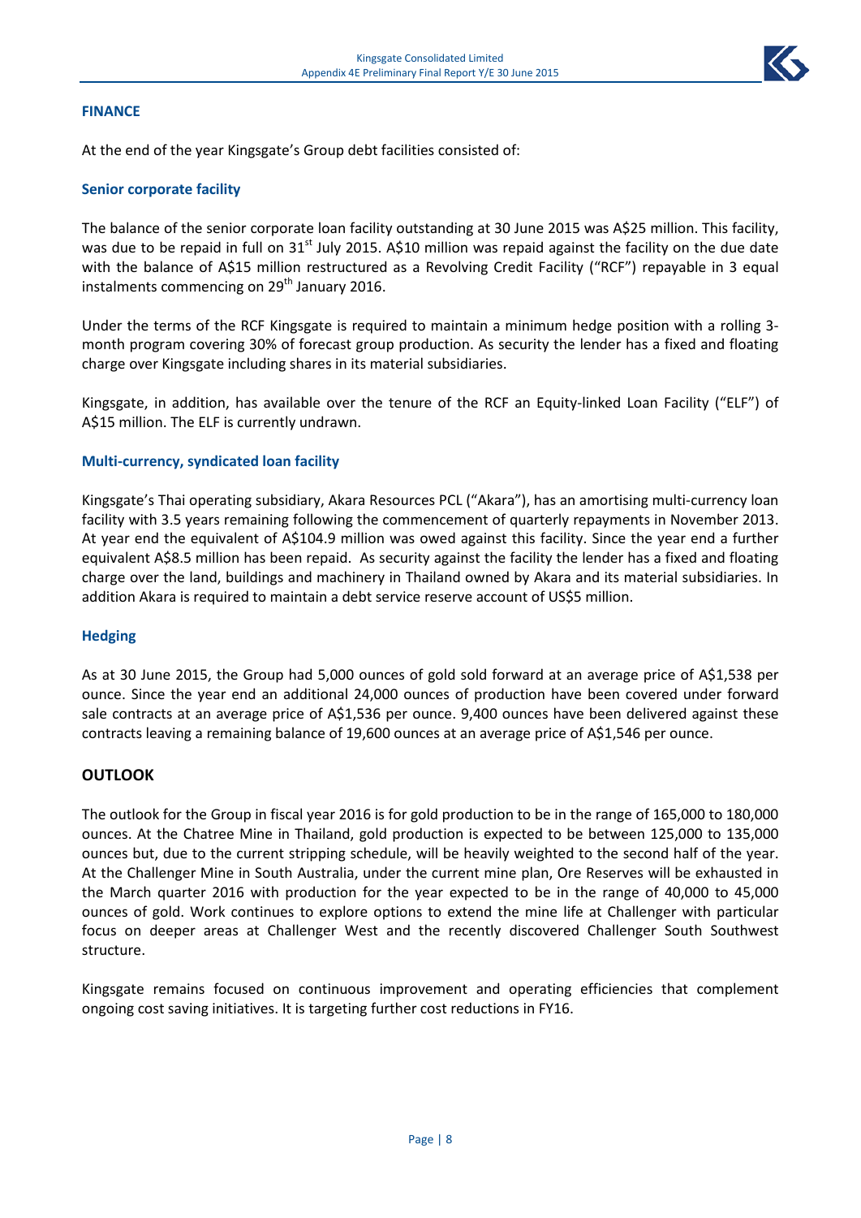## FINANCE

At the end of the year Kingsgate's Group debt facilities consisted of:

### Senior corporate facility

The balance of the senior corporate loan facility outstanding at 30 June 2015 was A$25 million. This facility, was due to be repaid in full on 31st July 2015. A$10 million was repaid against the facility on the due date with the balance of A$15 million restructured as a Revolving Credit Facility ("RCF") repayable in 3 equal instalments commencing on 29th January 2016.

Under the terms of the RCF Kingsgate is required to maintain a minimum hedge position with a rolling 3-month program covering 30% of forecast group production. As security the lender has a fixed and floating charge over Kingsgate including shares in its material subsidiaries.

Kingsgate, in addition, has available over the tenure of the RCF an Equity-linked Loan Facility ("ELF") of A$15 million. The ELF is currently undrawn.

### Multi-currency, syndicated loan facility

Kingsgate's Thai operating subsidiary, Akara Resources PCL ("Akara"), has an amortising multi-currency loan facility with 3.5 years remaining following the commencement of quarterly repayments in November 2013. At year end the equivalent of A$104.9 million was owed against this facility. Since the year end a further equivalent A$8.5 million has been repaid. As security against the facility the lender has a fixed and floating charge over the land, buildings and machinery in Thailand owned by Akara and its material subsidiaries. In addition Akara is required to maintain a debt service reserve account of US$5 million.

### Hedging

As at 30 June 2015, the Group had 5,000 ounces of gold sold forward at an average price of A$1,538 per ounce. Since the year end an additional 24,000 ounces of production have been covered under forward sale contracts at an average price of A$1,536 per ounce. 9,400 ounces have been delivered against these contracts leaving a remaining balance of 19,600 ounces at an average price of A$1,546 per ounce.

## OUTLOOK

The outlook for the Group in fiscal year 2016 is for gold production to be in the range of 165,000 to 180,000 ounces. At the Chatree Mine in Thailand, gold production is expected to be between 125,000 to 135,000 ounces but, due to the current stripping schedule, will be heavily weighted to the second half of the year. At the Challenger Mine in South Australia, under the current mine plan, Ore Reserves will be exhausted in the March quarter 2016 with production for the year expected to be in the range of 40,000 to 45,000 ounces of gold. Work continues to explore options to extend the mine life at Challenger with particular focus on deeper areas at Challenger West and the recently discovered Challenger South Southwest structure.

Kingsgate remains focused on continuous improvement and operating efficiencies that complement ongoing cost saving initiatives. It is targeting further cost reductions in FY16.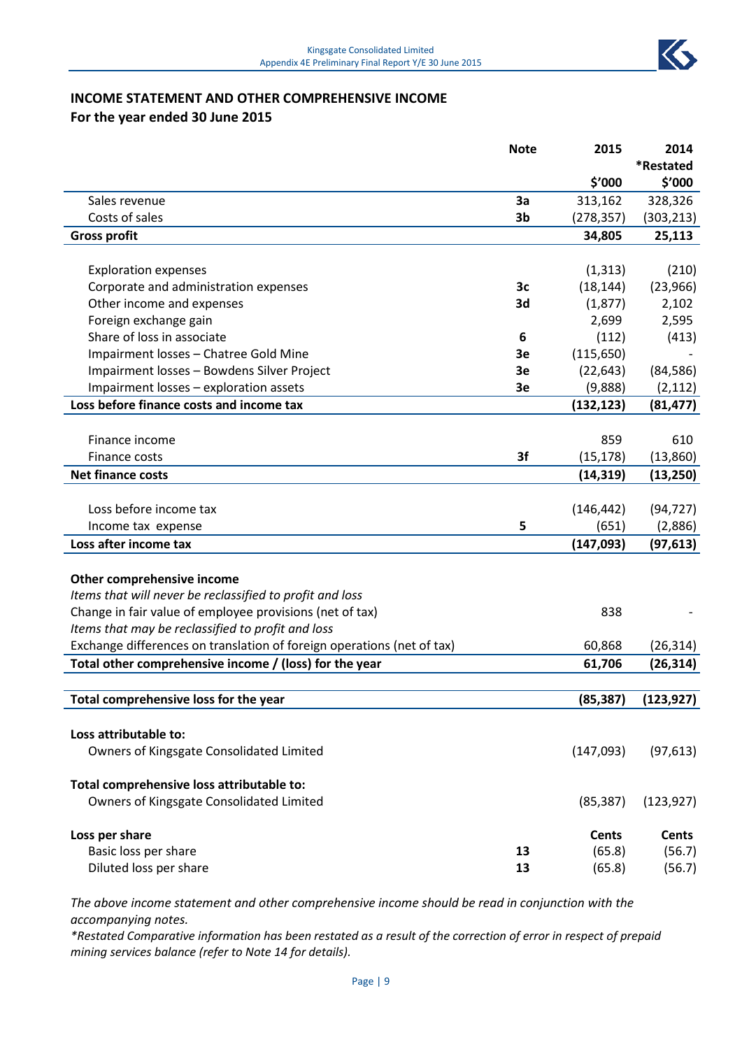## INCOME STATEMENT AND OTHER COMPREHENSIVE INCOME
### For the year ended 30 June 2015

| | Note | 2015 | 2014 *Restated |
|---|---|---|---|
| | | $'000 | $'000 |
| Sales revenue | 3a | 313,162 | 328,326 |
| Costs of sales | 3b | (278,357) | (303,213) |
| **Gross profit** | | **34,805** | **25,113** |
| | | | |
| Exploration expenses | | (1,313) | (210) |
| Corporate and administration expenses | 3c | (18,144) | (23,966) |
| Other income and expenses | 3d | (1,877) | 2,102 |
| Foreign exchange gain | | 2,699 | 2,595 |
| Share of loss in associate | 6 | (112) | (413) |
| Impairment losses – Chatree Gold Mine | 3e | (115,650) | - |
| Impairment losses – Bowdens Silver Project | 3e | (22,643) | (84,586) |
| Impairment losses – exploration assets | 3e | (9,888) | (2,112) |
| **Loss before finance costs and income tax** | | **(132,123)** | **(81,477)** |
| | | | |
| Finance income | | 859 | 610 |
| Finance costs | 3f | (15,178) | (13,860) |
| **Net finance costs** | | **(14,319)** | **(13,250)** |
| | | | |
| Loss before income tax | | (146,442) | (94,727) |
| Income tax expense | 5 | (651) | (2,886) |
| **Loss after income tax** | | **(147,093)** | **(97,613)** |
| | | | |
| **Other comprehensive income** | | | |
| *Items that will never be reclassified to profit and loss* | | | |
| Change in fair value of employee provisions (net of tax) | | 838 | - |
| *Items that may be reclassified to profit and loss* | | | |
| Exchange differences on translation of foreign operations (net of tax) | | 60,868 | (26,314) |
| **Total other comprehensive income / (loss) for the year** | | **61,706** | **(26,314)** |
| | | | |
| **Total comprehensive loss for the year** | | **(85,387)** | **(123,927)** |
| | | | |
| **Loss attributable to:** | | | |
| Owners of Kingsgate Consolidated Limited | | (147,093) | (97,613) |
| | | | |
| **Total comprehensive loss attributable to:** | | | |
| Owners of Kingsgate Consolidated Limited | | (85,387) | (123,927) |
| | | | |
| **Loss per share** | | **Cents** | **Cents** |
| Basic loss per share | 13 | (65.8) | (56.7) |
| Diluted loss per share | 13 | (65.8) | (56.7) |

*The above income statement and other comprehensive income should be read in conjunction with the accompanying notes.*

*\*Restated Comparative information has been restated as a result of the correction of error in respect of prepaid mining services balance (refer to Note 14 for details).*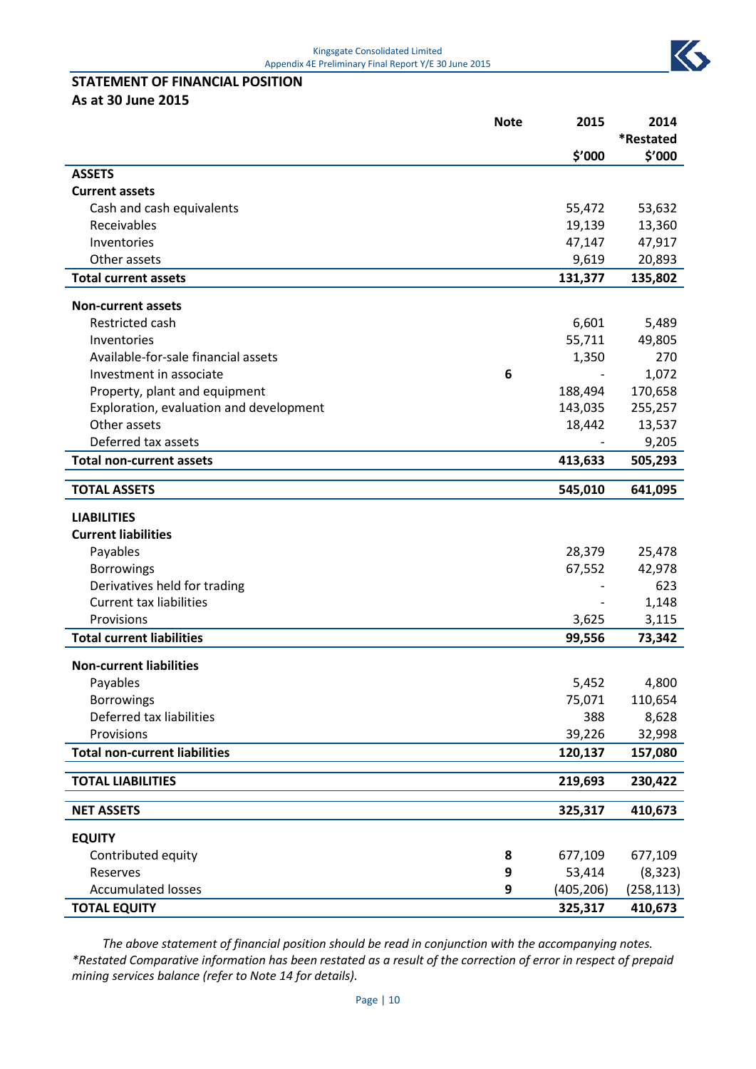## STATEMENT OF FINANCIAL POSITION
### As at 30 June 2015

| | Note | 2015 | 2014 *Restated |
|---|---|---|---|
| | | $'000 | $'000 |
| **ASSETS** | | | |
| **Current assets** | | | |
| Cash and cash equivalents | | 55,472 | 53,632 |
| Receivables | | 19,139 | 13,360 |
| Inventories | | 47,147 | 47,917 |
| Other assets | | 9,619 | 20,893 |
| **Total current assets** | | **131,377** | **135,802** |
| **Non-current assets** | | | |
| Restricted cash | | 6,601 | 5,489 |
| Inventories | | 55,711 | 49,805 |
| Available-for-sale financial assets | | 1,350 | 270 |
| Investment in associate | 6 | - | 1,072 |
| Property, plant and equipment | | 188,494 | 170,658 |
| Exploration, evaluation and development | | 143,035 | 255,257 |
| Other assets | | 18,442 | 13,537 |
| Deferred tax assets | | - | 9,205 |
| **Total non-current assets** | | **413,633** | **505,293** |
| **TOTAL ASSETS** | | **545,010** | **641,095** |
| **LIABILITIES** | | | |
| **Current liabilities** | | | |
| Payables | | 28,379 | 25,478 |
| Borrowings | | 67,552 | 42,978 |
| Derivatives held for trading | | - | 623 |
| Current tax liabilities | | - | 1,148 |
| Provisions | | 3,625 | 3,115 |
| **Total current liabilities** | | **99,556** | **73,342** |
| **Non-current liabilities** | | | |
| Payables | | 5,452 | 4,800 |
| Borrowings | | 75,071 | 110,654 |
| Deferred tax liabilities | | 388 | 8,628 |
| Provisions | | 39,226 | 32,998 |
| **Total non-current liabilities** | | **120,137** | **157,080** |
| **TOTAL LIABILITIES** | | **219,693** | **230,422** |
| **NET ASSETS** | | **325,317** | **410,673** |
| **EQUITY** | | | |
| Contributed equity | 8 | 677,109 | 677,109 |
| Reserves | 9 | 53,414 | (8,323) |
| Accumulated losses | 9 | (405,206) | (258,113) |
| **TOTAL EQUITY** | | **325,317** | **410,673** |

*The above statement of financial position should be read in conjunction with the accompanying notes.*
*\*Restated Comparative information has been restated as a result of the correction of error in respect of prepaid mining services balance (refer to Note 14 for details).*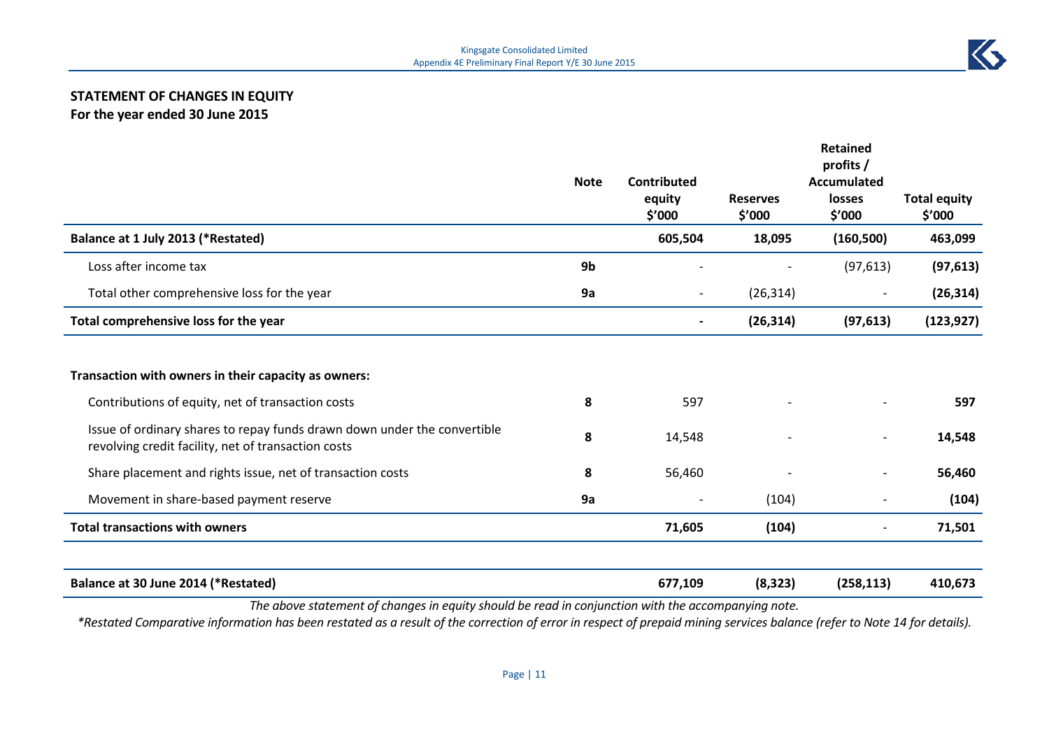## STATEMENT OF CHANGES IN EQUITY
### For the year ended 30 June 2015

| | Note | Contributed equity $'000 | Reserves $'000 | Retained profits / Accumulated losses $'000 | Total equity $'000 |
|---|---|---|---|---|---|
| **Balance at 1 July 2013 (*Restated)** | | **605,504** | **18,095** | **(160,500)** | **463,099** |
| Loss after income tax | **9b** | - | - | (97,613) | **(97,613)** |
| Total other comprehensive loss for the year | **9a** | - | (26,314) | - | **(26,314)** |
| **Total comprehensive loss for the year** | | **-** | **(26,314)** | **(97,613)** | **(123,927)** |
| | | | | | |
| **Transaction with owners in their capacity as owners:** | | | | | |
| Contributions of equity, net of transaction costs | **8** | 597 | - | - | **597** |
| Issue of ordinary shares to repay funds drawn down under the convertible revolving credit facility, net of transaction costs | **8** | 14,548 | - | - | **14,548** |
| Share placement and rights issue, net of transaction costs | **8** | 56,460 | - | - | **56,460** |
| Movement in share-based payment reserve | **9a** | - | (104) | - | **(104)** |
| **Total transactions with owners** | | **71,605** | **(104)** | - | **71,501** |
| | | | | | |
| **Balance at 30 June 2014 (*Restated)** | | **677,109** | **(8,323)** | **(258,113)** | **410,673** |

*The above statement of changes in equity should be read in conjunction with the accompanying note.*

*\*Restated Comparative information has been restated as a result of the correction of error in respect of prepaid mining services balance (refer to Note 14 for details).*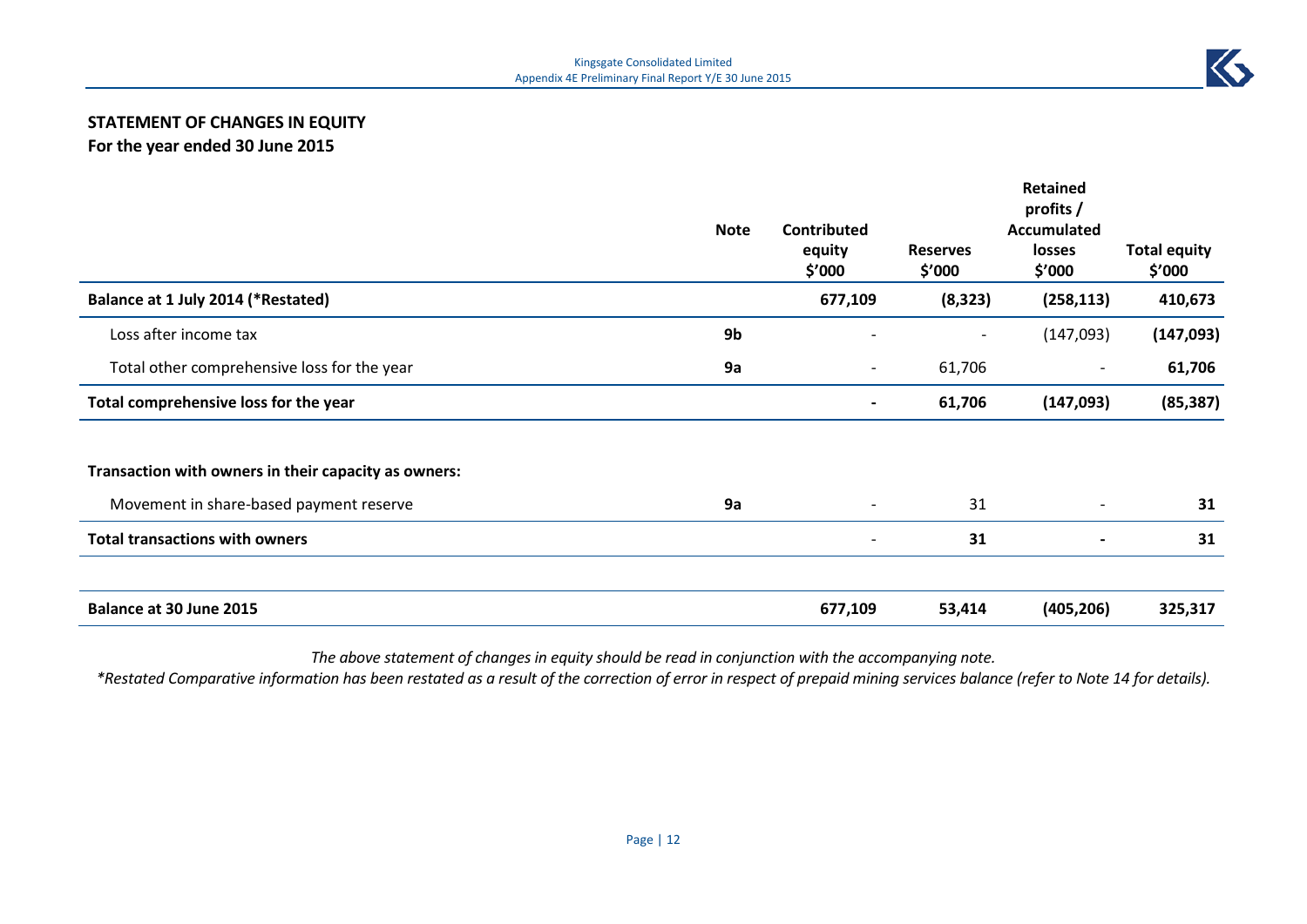## STATEMENT OF CHANGES IN EQUITY
**For the year ended 30 June 2015**

| | Note | Contributed equity $'000 | Reserves $'000 | Retained profits / Accumulated losses $'000 | Total equity $'000 |
|---|---|---|---|---|---|
| **Balance at 1 July 2014 (*Restated)** | | **677,109** | **(8,323)** | **(258,113)** | **410,673** |
| Loss after income tax | **9b** | - | - | (147,093) | **(147,093)** |
| Total other comprehensive loss for the year | **9a** | - | 61,706 | - | **61,706** |
| **Total comprehensive loss for the year** | | **-** | **61,706** | **(147,093)** | **(85,387)** |
| **Transaction with owners in their capacity as owners:** | | | | | |
| Movement in share-based payment reserve | **9a** | - | 31 | - | **31** |
| **Total transactions with owners** | | - | **31** | **-** | **31** |
| **Balance at 30 June 2015** | | **677,109** | **53,414** | **(405,206)** | **325,317** |

*The above statement of changes in equity should be read in conjunction with the accompanying note.*

*\*Restated Comparative information has been restated as a result of the correction of error in respect of prepaid mining services balance (refer to Note 14 for details).*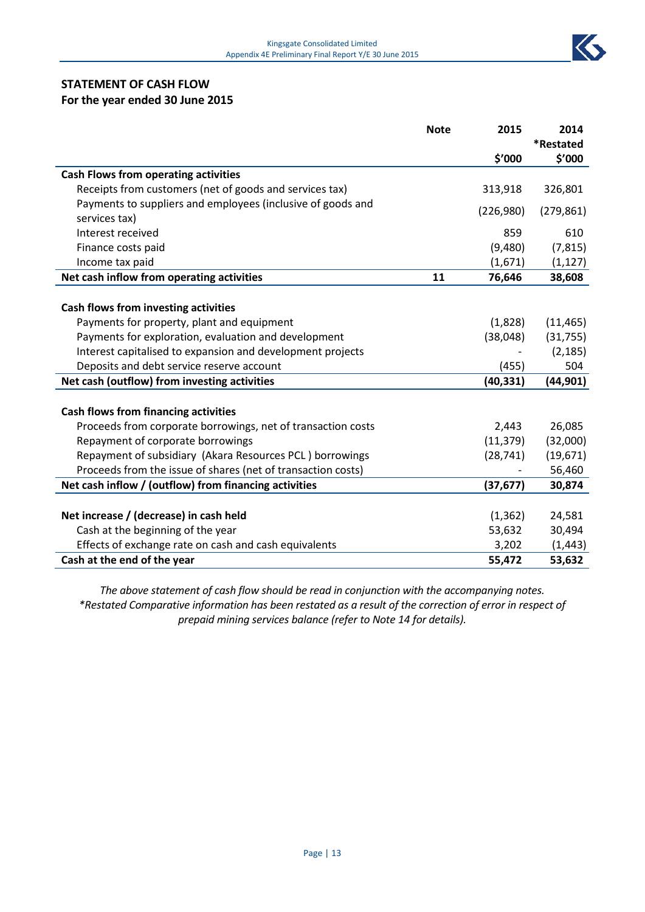## STATEMENT OF CASH FLOW
### For the year ended 30 June 2015

| | Note | 2015 $'000 | 2014 *Restated $'000 |
|---|---|---|---|
| **Cash Flows from operating activities** | | | |
| Receipts from customers (net of goods and services tax) | | 313,918 | 326,801 |
| Payments to suppliers and employees (inclusive of goods and services tax) | | (226,980) | (279,861) |
| Interest received | | 859 | 610 |
| Finance costs paid | | (9,480) | (7,815) |
| Income tax paid | | (1,671) | (1,127) |
| **Net cash inflow from operating activities** | **11** | **76,646** | **38,608** |
| | | | |
| **Cash flows from investing activities** | | | |
| Payments for property, plant and equipment | | (1,828) | (11,465) |
| Payments for exploration, evaluation and development | | (38,048) | (31,755) |
| Interest capitalised to expansion and development projects | | - | (2,185) |
| Deposits and debt service reserve account | | (455) | 504 |
| **Net cash (outflow) from investing activities** | | **(40,331)** | **(44,901)** |
| | | | |
| **Cash flows from financing activities** | | | |
| Proceeds from corporate borrowings, net of transaction costs | | 2,443 | 26,085 |
| Repayment of corporate borrowings | | (11,379) | (32,000) |
| Repayment of subsidiary (Akara Resources PCL ) borrowings | | (28,741) | (19,671) |
| Proceeds from the issue of shares (net of transaction costs) | | - | 56,460 |
| **Net cash inflow / (outflow) from financing activities** | | **(37,677)** | **30,874** |
| | | | |
| **Net increase / (decrease) in cash held** | | (1,362) | 24,581 |
| Cash at the beginning of the year | | 53,632 | 30,494 |
| Effects of exchange rate on cash and cash equivalents | | 3,202 | (1,443) |
| **Cash at the end of the year** | | **55,472** | **53,632** |

*The above statement of cash flow should be read in conjunction with the accompanying notes.*
*\*Restated Comparative information has been restated as a result of the correction of error in respect of prepaid mining services balance (refer to Note 14 for details).*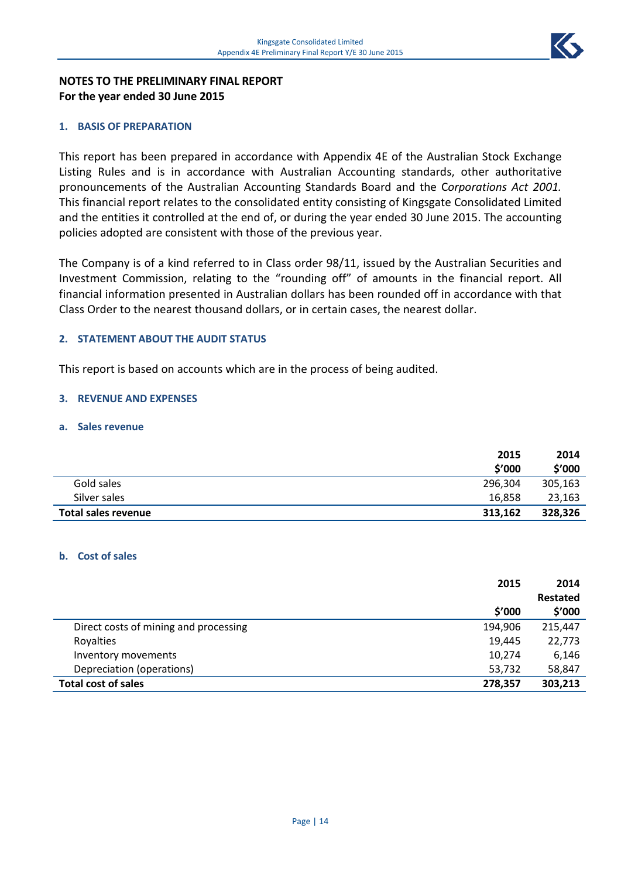## NOTES TO THE PRELIMINARY FINAL REPORT
## For the year ended 30 June 2015

### 1. BASIS OF PREPARATION

This report has been prepared in accordance with Appendix 4E of the Australian Stock Exchange Listing Rules and is in accordance with Australian Accounting standards, other authoritative pronouncements of the Australian Accounting Standards Board and the *Corporations Act 2001.* This financial report relates to the consolidated entity consisting of Kingsgate Consolidated Limited and the entities it controlled at the end of, or during the year ended 30 June 2015. The accounting policies adopted are consistent with those of the previous year.

The Company is of a kind referred to in Class order 98/11, issued by the Australian Securities and Investment Commission, relating to the "rounding off" of amounts in the financial report. All financial information presented in Australian dollars has been rounded off in accordance with that Class Order to the nearest thousand dollars, or in certain cases, the nearest dollar.

### 2. STATEMENT ABOUT THE AUDIT STATUS

This report is based on accounts which are in the process of being audited.

### 3. REVENUE AND EXPENSES

#### a. Sales revenue

| | 2015 $'000 | 2014 $'000 |
|---|---|---|
| Gold sales | 296,304 | 305,163 |
| Silver sales | 16,858 | 23,163 |
| **Total sales revenue** | **313,162** | **328,326** |

#### b. Cost of sales

| | 2015 $'000 | 2014 Restated $'000 |
|---|---|---|
| Direct costs of mining and processing | 194,906 | 215,447 |
| Royalties | 19,445 | 22,773 |
| Inventory movements | 10,274 | 6,146 |
| Depreciation (operations) | 53,732 | 58,847 |
| **Total cost of sales** | **278,357** | **303,213** |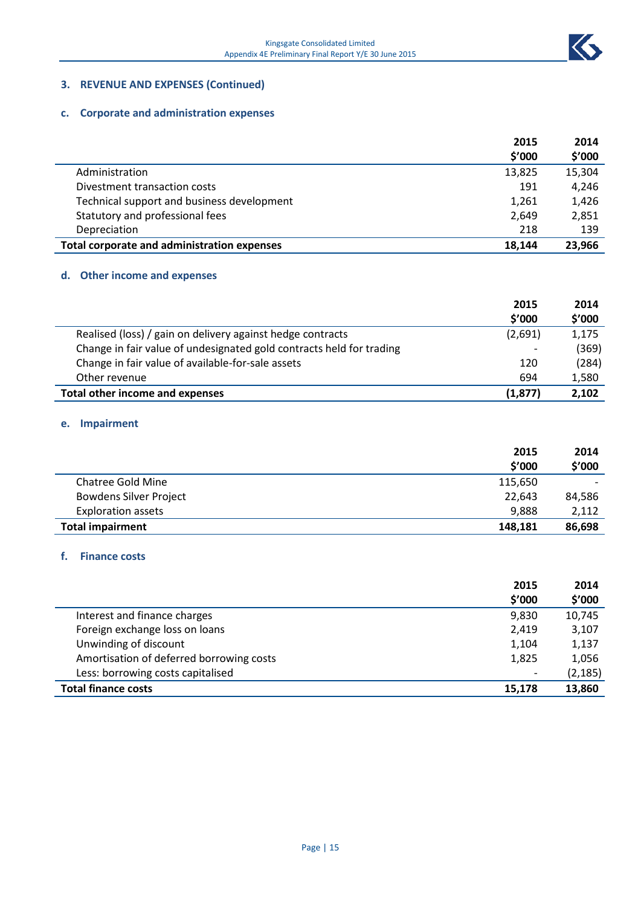## 3. REVENUE AND EXPENSES (Continued)

### c. Corporate and administration expenses

| | 2015 $'000 | 2014 $'000 |
|---|---|---|
| Administration | 13,825 | 15,304 |
| Divestment transaction costs | 191 | 4,246 |
| Technical support and business development | 1,261 | 1,426 |
| Statutory and professional fees | 2,649 | 2,851 |
| Depreciation | 218 | 139 |
| **Total corporate and administration expenses** | **18,144** | **23,966** |

### d. Other income and expenses

| | 2015 $'000 | 2014 $'000 |
|---|---|---|
| Realised (loss) / gain on delivery against hedge contracts | (2,691) | 1,175 |
| Change in fair value of undesignated gold contracts held for trading | - | (369) |
| Change in fair value of available-for-sale assets | 120 | (284) |
| Other revenue | 694 | 1,580 |
| **Total other income and expenses** | **(1,877)** | **2,102** |

### e. Impairment

| | 2015 $'000 | 2014 $'000 |
|---|---|---|
| Chatree Gold Mine | 115,650 | - |
| Bowdens Silver Project | 22,643 | 84,586 |
| Exploration assets | 9,888 | 2,112 |
| **Total impairment** | **148,181** | **86,698** |

### f. Finance costs

| | 2015 $'000 | 2014 $'000 |
|---|---|---|
| Interest and finance charges | 9,830 | 10,745 |
| Foreign exchange loss on loans | 2,419 | 3,107 |
| Unwinding of discount | 1,104 | 1,137 |
| Amortisation of deferred borrowing costs | 1,825 | 1,056 |
| Less: borrowing costs capitalised | - | (2,185) |
| **Total finance costs** | **15,178** | **13,860** |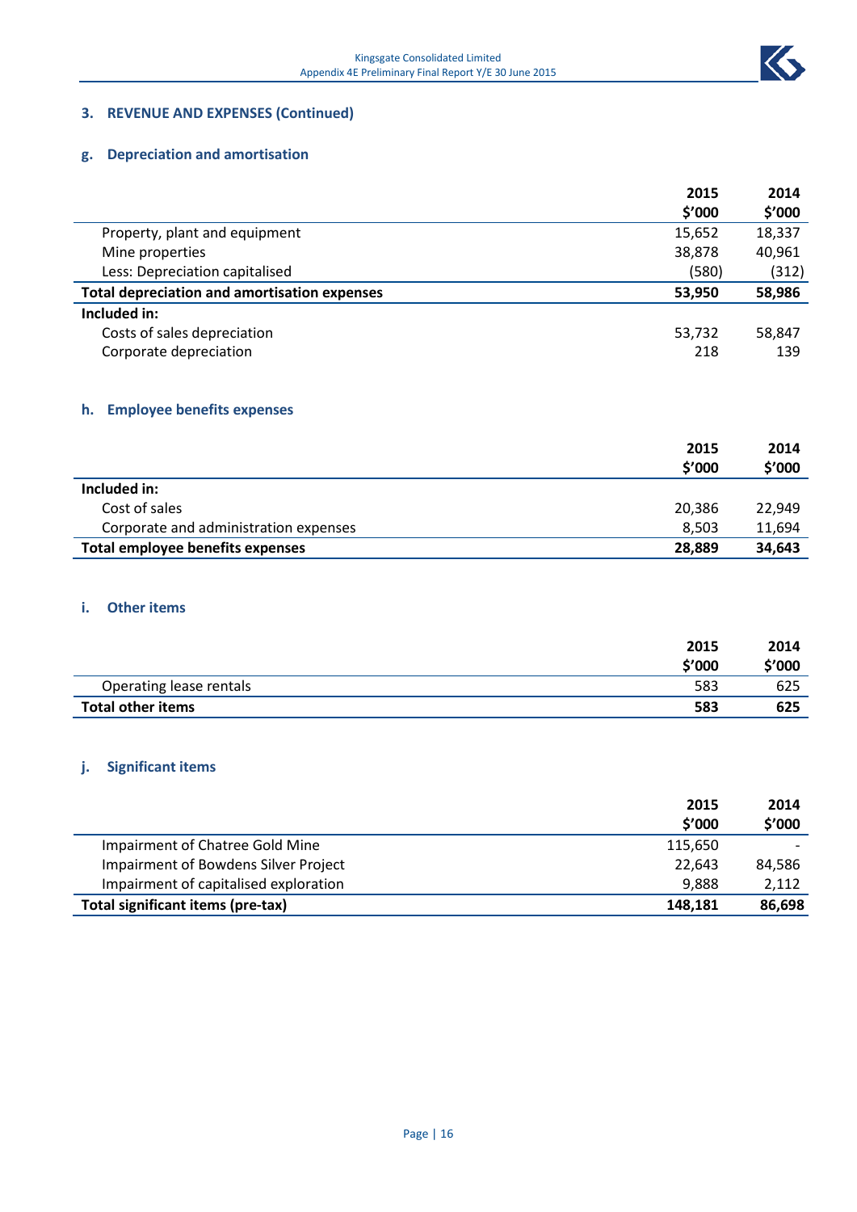## 3. REVENUE AND EXPENSES (Continued)

### g. Depreciation and amortisation

| | 2015 $'000 | 2014 $'000 |
|---|---|---|
| Property, plant and equipment | 15,652 | 18,337 |
| Mine properties | 38,878 | 40,961 |
| Less: Depreciation capitalised | (580) | (312) |
| **Total depreciation and amortisation expenses** | **53,950** | **58,986** |
| **Included in:** | | |
| Costs of sales depreciation | 53,732 | 58,847 |
| Corporate depreciation | 218 | 139 |

### h. Employee benefits expenses

| | 2015 $'000 | 2014 $'000 |
|---|---|---|
| **Included in:** | | |
| Cost of sales | 20,386 | 22,949 |
| Corporate and administration expenses | 8,503 | 11,694 |
| **Total employee benefits expenses** | **28,889** | **34,643** |

### i. Other items

| | 2015 $'000 | 2014 $'000 |
|---|---|---|
| Operating lease rentals | 583 | 625 |
| **Total other items** | **583** | **625** |

### j. Significant items

| | 2015 $'000 | 2014 $'000 |
|---|---|---|
| Impairment of Chatree Gold Mine | 115,650 | - |
| Impairment of Bowdens Silver Project | 22,643 | 84,586 |
| Impairment of capitalised exploration | 9,888 | 2,112 |
| **Total significant items (pre-tax)** | **148,181** | **86,698** |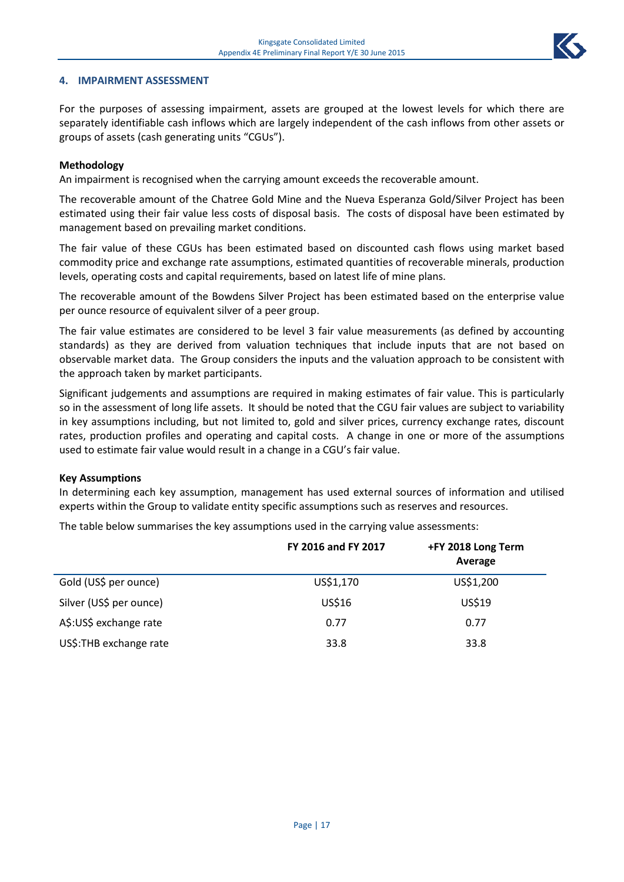## 4. IMPAIRMENT ASSESSMENT

For the purposes of assessing impairment, assets are grouped at the lowest levels for which there are separately identifiable cash inflows which are largely independent of the cash inflows from other assets or groups of assets (cash generating units "CGUs").

**Methodology**

An impairment is recognised when the carrying amount exceeds the recoverable amount.

The recoverable amount of the Chatree Gold Mine and the Nueva Esperanza Gold/Silver Project has been estimated using their fair value less costs of disposal basis. The costs of disposal have been estimated by management based on prevailing market conditions.

The fair value of these CGUs has been estimated based on discounted cash flows using market based commodity price and exchange rate assumptions, estimated quantities of recoverable minerals, production levels, operating costs and capital requirements, based on latest life of mine plans.

The recoverable amount of the Bowdens Silver Project has been estimated based on the enterprise value per ounce resource of equivalent silver of a peer group.

The fair value estimates are considered to be level 3 fair value measurements (as defined by accounting standards) as they are derived from valuation techniques that include inputs that are not based on observable market data. The Group considers the inputs and the valuation approach to be consistent with the approach taken by market participants.

Significant judgements and assumptions are required in making estimates of fair value. This is particularly so in the assessment of long life assets. It should be noted that the CGU fair values are subject to variability in key assumptions including, but not limited to, gold and silver prices, currency exchange rates, discount rates, production profiles and operating and capital costs. A change in one or more of the assumptions used to estimate fair value would result in a change in a CGU's fair value.

**Key Assumptions**

In determining each key assumption, management has used external sources of information and utilised experts within the Group to validate entity specific assumptions such as reserves and resources.

The table below summarises the key assumptions used in the carrying value assessments:

| | FY 2016 and FY 2017 | +FY 2018 Long Term Average |
|---|---|---|
| Gold (US$ per ounce) | US$1,170 | US$1,200 |
| Silver (US$ per ounce) | US$16 | US$19 |
| A$:US$ exchange rate | 0.77 | 0.77 |
| US$:THB exchange rate | 33.8 | 33.8 |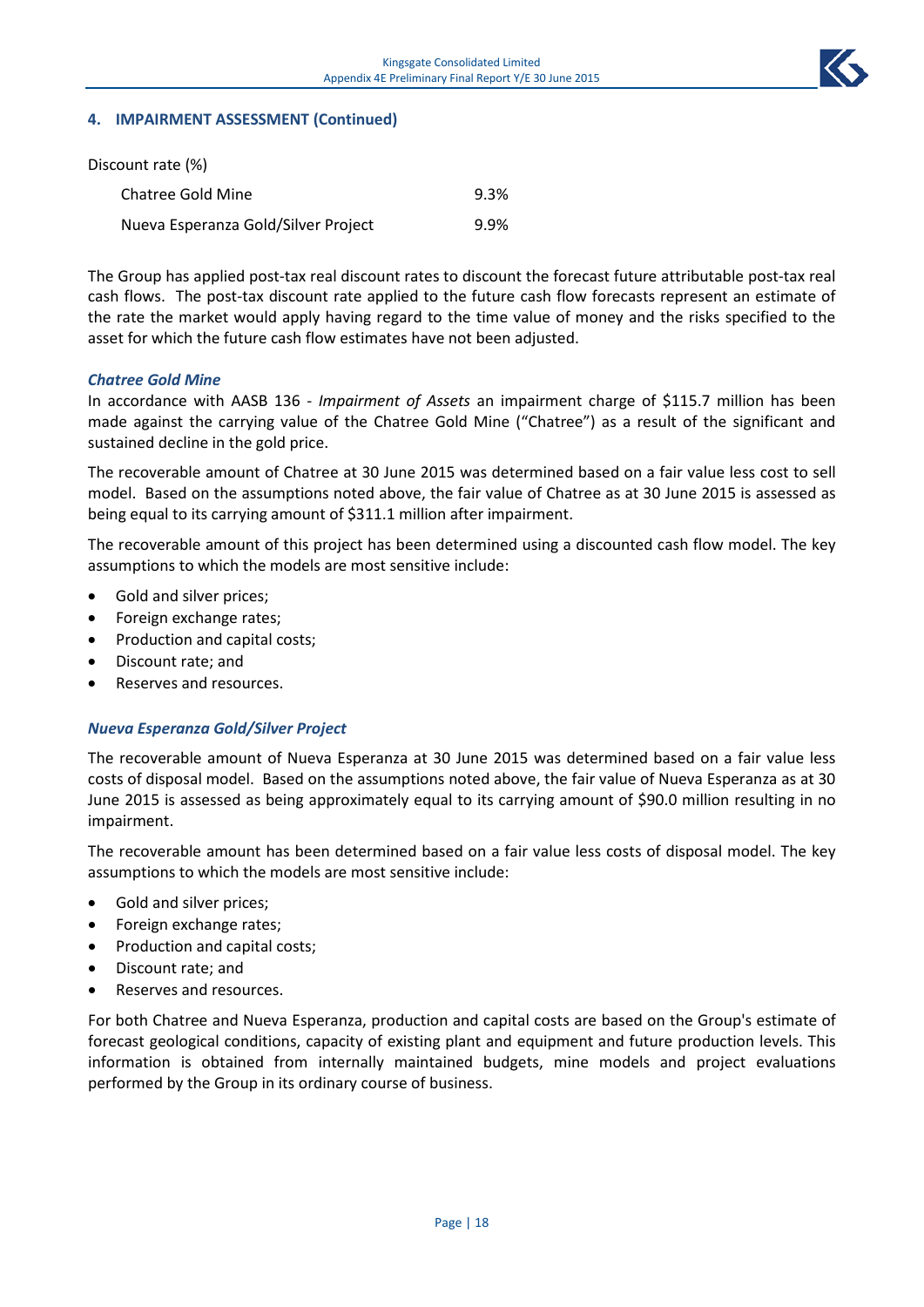## 4. IMPAIRMENT ASSESSMENT (Continued)

| Discount rate (%) | |
|---|---|
| Chatree Gold Mine | 9.3% |
| Nueva Esperanza Gold/Silver Project | 9.9% |

The Group has applied post-tax real discount rates to discount the forecast future attributable post-tax real cash flows. The post-tax discount rate applied to the future cash flow forecasts represent an estimate of the rate the market would apply having regard to the time value of money and the risks specified to the asset for which the future cash flow estimates have not been adjusted.

### *Chatree Gold Mine*

In accordance with AASB 136 - *Impairment of Assets* an impairment charge of $115.7 million has been made against the carrying value of the Chatree Gold Mine ("Chatree") as a result of the significant and sustained decline in the gold price.

The recoverable amount of Chatree at 30 June 2015 was determined based on a fair value less cost to sell model. Based on the assumptions noted above, the fair value of Chatree as at 30 June 2015 is assessed as being equal to its carrying amount of $311.1 million after impairment.

The recoverable amount of this project has been determined using a discounted cash flow model. The key assumptions to which the models are most sensitive include:

- Gold and silver prices;
- Foreign exchange rates;
- Production and capital costs;
- Discount rate; and
- Reserves and resources.

### *Nueva Esperanza Gold/Silver Project*

The recoverable amount of Nueva Esperanza at 30 June 2015 was determined based on a fair value less costs of disposal model. Based on the assumptions noted above, the fair value of Nueva Esperanza as at 30 June 2015 is assessed as being approximately equal to its carrying amount of $90.0 million resulting in no impairment.

The recoverable amount has been determined based on a fair value less costs of disposal model. The key assumptions to which the models are most sensitive include:

- Gold and silver prices;
- Foreign exchange rates;
- Production and capital costs;
- Discount rate; and
- Reserves and resources.

For both Chatree and Nueva Esperanza, production and capital costs are based on the Group's estimate of forecast geological conditions, capacity of existing plant and equipment and future production levels. This information is obtained from internally maintained budgets, mine models and project evaluations performed by the Group in its ordinary course of business.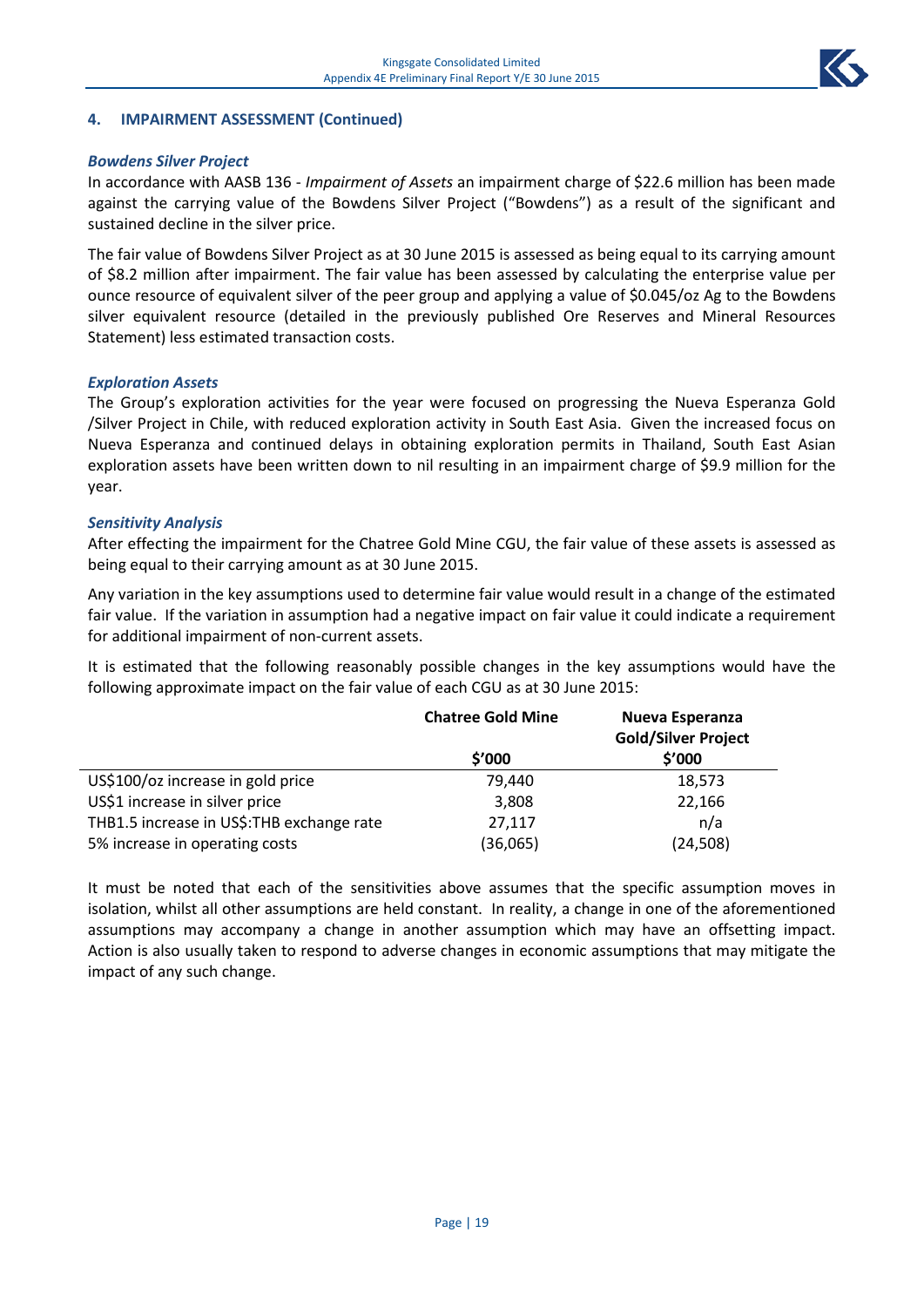## 4. IMPAIRMENT ASSESSMENT (Continued)

### *Bowdens Silver Project*

In accordance with AASB 136 - *Impairment of Assets* an impairment charge of $22.6 million has been made against the carrying value of the Bowdens Silver Project ("Bowdens") as a result of the significant and sustained decline in the silver price.

The fair value of Bowdens Silver Project as at 30 June 2015 is assessed as being equal to its carrying amount of $8.2 million after impairment. The fair value has been assessed by calculating the enterprise value per ounce resource of equivalent silver of the peer group and applying a value of $0.045/oz Ag to the Bowdens silver equivalent resource (detailed in the previously published Ore Reserves and Mineral Resources Statement) less estimated transaction costs.

### *Exploration Assets*

The Group's exploration activities for the year were focused on progressing the Nueva Esperanza Gold /Silver Project in Chile, with reduced exploration activity in South East Asia. Given the increased focus on Nueva Esperanza and continued delays in obtaining exploration permits in Thailand, South East Asian exploration assets have been written down to nil resulting in an impairment charge of $9.9 million for the year.

### *Sensitivity Analysis*

After effecting the impairment for the Chatree Gold Mine CGU, the fair value of these assets is assessed as being equal to their carrying amount as at 30 June 2015.

Any variation in the key assumptions used to determine fair value would result in a change of the estimated fair value. If the variation in assumption had a negative impact on fair value it could indicate a requirement for additional impairment of non-current assets.

It is estimated that the following reasonably possible changes in the key assumptions would have the following approximate impact on the fair value of each CGU as at 30 June 2015:

| | Chatree Gold Mine<br>$'000 | Nueva Esperanza Gold/Silver Project<br>$'000 |
|---|---|---|
| US$100/oz increase in gold price | 79,440 | 18,573 |
| US$1 increase in silver price | 3,808 | 22,166 |
| THB1.5 increase in US$:THB exchange rate | 27,117 | n/a |
| 5% increase in operating costs | (36,065) | (24,508) |

It must be noted that each of the sensitivities above assumes that the specific assumption moves in isolation, whilst all other assumptions are held constant. In reality, a change in one of the aforementioned assumptions may accompany a change in another assumption which may have an offsetting impact. Action is also usually taken to respond to adverse changes in economic assumptions that may mitigate the impact of any such change.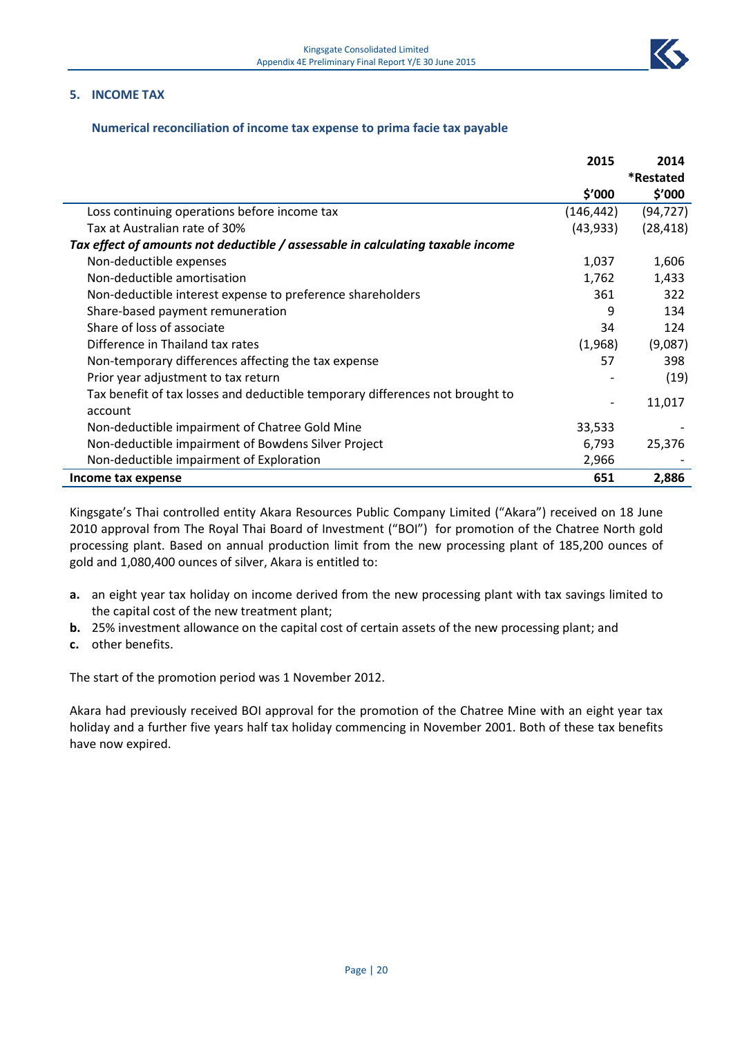## 5. INCOME TAX

### Numerical reconciliation of income tax expense to prima facie tax payable

| | 2015 | 2014 *Restated |
|---|---|---|
| | $'000 | $'000 |
| Loss continuing operations before income tax | (146,442) | (94,727) |
| Tax at Australian rate of 30% | (43,933) | (28,418) |
| ***Tax effect of amounts not deductible / assessable in calculating taxable income*** | | |
| Non-deductible expenses | 1,037 | 1,606 |
| Non-deductible amortisation | 1,762 | 1,433 |
| Non-deductible interest expense to preference shareholders | 361 | 322 |
| Share-based payment remuneration | 9 | 134 |
| Share of loss of associate | 34 | 124 |
| Difference in Thailand tax rates | (1,968) | (9,087) |
| Non-temporary differences affecting the tax expense | 57 | 398 |
| Prior year adjustment to tax return | - | (19) |
| Tax benefit of tax losses and deductible temporary differences not brought to account | - | 11,017 |
| Non-deductible impairment of Chatree Gold Mine | 33,533 | - |
| Non-deductible impairment of Bowdens Silver Project | 6,793 | 25,376 |
| Non-deductible impairment of Exploration | 2,966 | - |
| **Income tax expense** | **651** | **2,886** |

Kingsgate's Thai controlled entity Akara Resources Public Company Limited ("Akara") received on 18 June 2010 approval from The Royal Thai Board of Investment ("BOI") for promotion of the Chatree North gold processing plant. Based on annual production limit from the new processing plant of 185,200 ounces of gold and 1,080,400 ounces of silver, Akara is entitled to:

- **a.** an eight year tax holiday on income derived from the new processing plant with tax savings limited to the capital cost of the new treatment plant;
- **b.** 25% investment allowance on the capital cost of certain assets of the new processing plant; and
- **c.** other benefits.

The start of the promotion period was 1 November 2012.

Akara had previously received BOI approval for the promotion of the Chatree Mine with an eight year tax holiday and a further five years half tax holiday commencing in November 2001. Both of these tax benefits have now expired.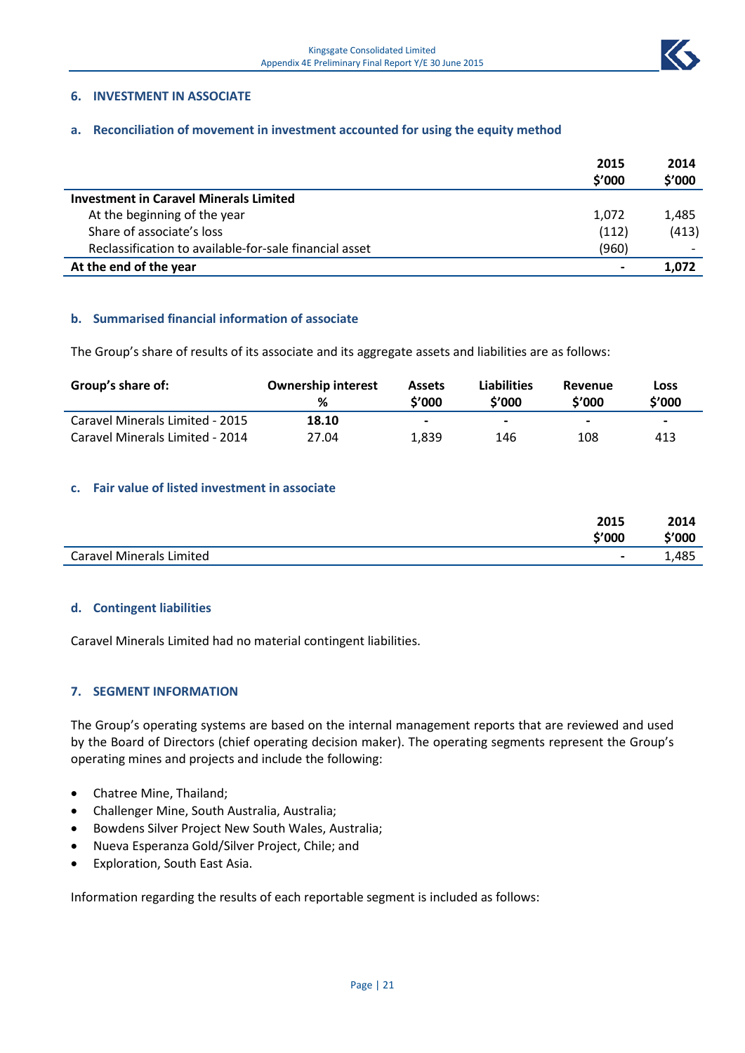## 6. INVESTMENT IN ASSOCIATE

### a. Reconciliation of movement in investment accounted for using the equity method

| | 2015 $'000 | 2014 $'000 |
|---|---|---|
| **Investment in Caravel Minerals Limited** | | |
| At the beginning of the year | 1,072 | 1,485 |
| Share of associate's loss | (112) | (413) |
| Reclassification to available-for-sale financial asset | (960) | - |
| **At the end of the year** | **-** | **1,072** |

### b. Summarised financial information of associate

The Group's share of results of its associate and its aggregate assets and liabilities are as follows:

| Group's share of: | Ownership interest % | Assets $'000 | Liabilities $'000 | Revenue $'000 | Loss $'000 |
|---|---|---|---|---|---|
| Caravel Minerals Limited - 2015 | **18.10** | - | - | - | - |
| Caravel Minerals Limited - 2014 | 27.04 | 1,839 | 146 | 108 | 413 |

### c. Fair value of listed investment in associate

| | 2015 $'000 | 2014 $'000 |
|---|---|---|
| Caravel Minerals Limited | - | 1,485 |

### d. Contingent liabilities

Caravel Minerals Limited had no material contingent liabilities.

## 7. SEGMENT INFORMATION

The Group's operating systems are based on the internal management reports that are reviewed and used by the Board of Directors (chief operating decision maker). The operating segments represent the Group's operating mines and projects and include the following:

- Chatree Mine, Thailand;
- Challenger Mine, South Australia, Australia;
- Bowdens Silver Project New South Wales, Australia;
- Nueva Esperanza Gold/Silver Project, Chile; and
- Exploration, South East Asia.

Information regarding the results of each reportable segment is included as follows: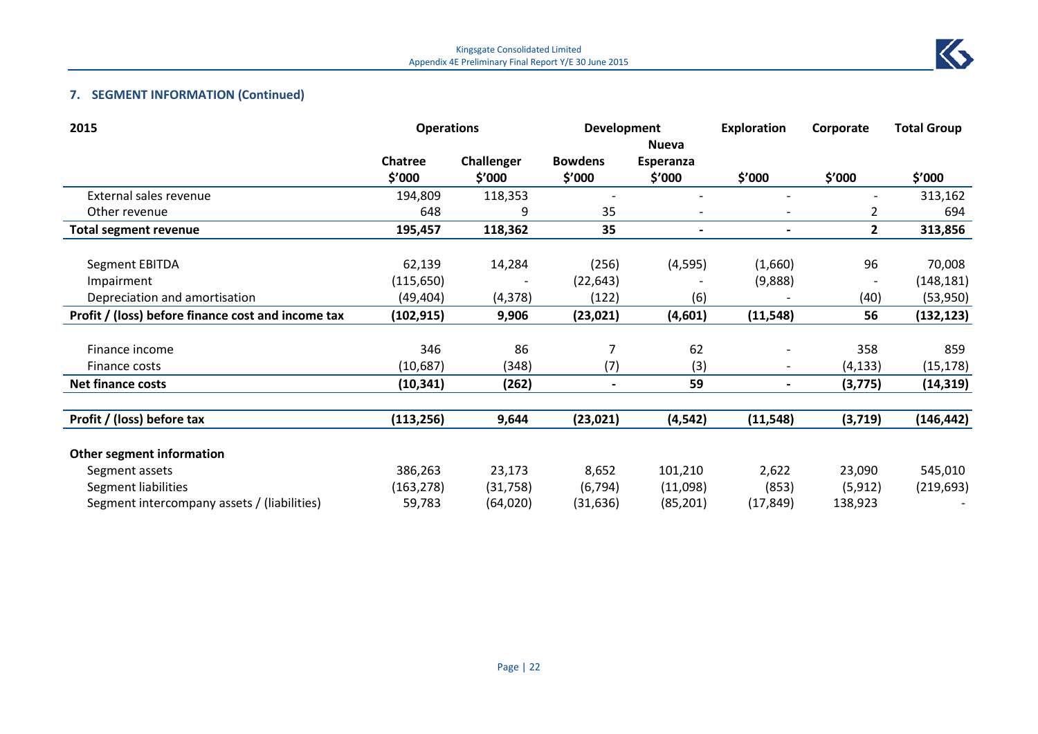## 7. SEGMENT INFORMATION (Continued)

| 2015 | Operations | | Development | | Exploration | Corporate | Total Group |
|---|---|---|---|---|---|---|---|
| | Chatree | Challenger | Bowdens | Nueva Esperanza | | | |
| | $'000 | $'000 | $'000 | $'000 | $'000 | $'000 | $'000 |
| External sales revenue | 194,809 | 118,353 | - | - | - | - | 313,162 |
| Other revenue | 648 | 9 | 35 | - | - | 2 | 694 |
| **Total segment revenue** | **195,457** | **118,362** | **35** | **-** | **-** | **2** | **313,856** |
| Segment EBITDA | 62,139 | 14,284 | (256) | (4,595) | (1,660) | 96 | 70,008 |
| Impairment | (115,650) | - | (22,643) | - | (9,888) | - | (148,181) |
| Depreciation and amortisation | (49,404) | (4,378) | (122) | (6) | - | (40) | (53,950) |
| **Profit / (loss) before finance cost and income tax** | **(102,915)** | **9,906** | **(23,021)** | **(4,601)** | **(11,548)** | **56** | **(132,123)** |
| Finance income | 346 | 86 | 7 | 62 | - | 358 | 859 |
| Finance costs | (10,687) | (348) | (7) | (3) | - | (4,133) | (15,178) |
| **Net finance costs** | **(10,341)** | **(262)** | **-** | **59** | **-** | **(3,775)** | **(14,319)** |
| **Profit / (loss) before tax** | **(113,256)** | **9,644** | **(23,021)** | **(4,542)** | **(11,548)** | **(3,719)** | **(146,442)** |
| **Other segment information** | | | | | | | |
| Segment assets | 386,263 | 23,173 | 8,652 | 101,210 | 2,622 | 23,090 | 545,010 |
| Segment liabilities | (163,278) | (31,758) | (6,794) | (11,098) | (853) | (5,912) | (219,693) |
| Segment intercompany assets / (liabilities) | 59,783 | (64,020) | (31,636) | (85,201) | (17,849) | 138,923 | - |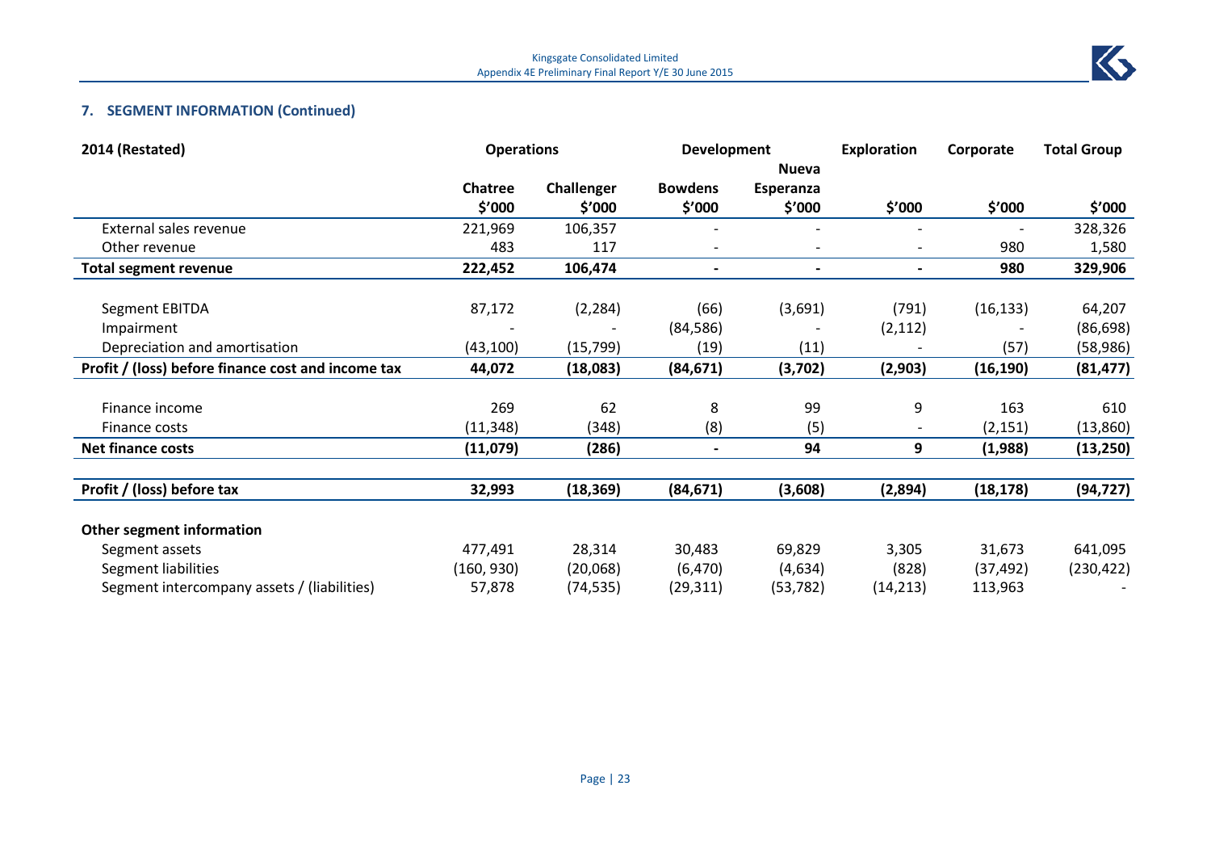## 7. SEGMENT INFORMATION (Continued)

| 2014 (Restated) | Operations | | Development | | Exploration | Corporate | Total Group |
|---|---|---|---|---|---|---|---|
| | Chatree | Challenger | Bowdens | Nueva Esperanza | | | |
| | $'000 | $'000 | $'000 | $'000 | $'000 | $'000 | $'000 |
| External sales revenue | 221,969 | 106,357 | - | - | - | - | 328,326 |
| Other revenue | 483 | 117 | - | - | - | 980 | 1,580 |
| **Total segment revenue** | **222,452** | **106,474** | **-** | **-** | **-** | **980** | **329,906** |
| Segment EBITDA | 87,172 | (2,284) | (66) | (3,691) | (791) | (16,133) | 64,207 |
| Impairment | - | - | (84,586) | - | (2,112) | - | (86,698) |
| Depreciation and amortisation | (43,100) | (15,799) | (19) | (11) | - | (57) | (58,986) |
| **Profit / (loss) before finance cost and income tax** | **44,072** | **(18,083)** | **(84,671)** | **(3,702)** | **(2,903)** | **(16,190)** | **(81,477)** |
| Finance income | 269 | 62 | 8 | 99 | 9 | 163 | 610 |
| Finance costs | (11,348) | (348) | (8) | (5) | - | (2,151) | (13,860) |
| **Net finance costs** | **(11,079)** | **(286)** | **-** | **94** | **9** | **(1,988)** | **(13,250)** |
| **Profit / (loss) before tax** | **32,993** | **(18,369)** | **(84,671)** | **(3,608)** | **(2,894)** | **(18,178)** | **(94,727)** |
| **Other segment information** | | | | | | | |
| Segment assets | 477,491 | 28,314 | 30,483 | 69,829 | 3,305 | 31,673 | 641,095 |
| Segment liabilities | (160, 930) | (20,068) | (6,470) | (4,634) | (828) | (37,492) | (230,422) |
| Segment intercompany assets / (liabilities) | 57,878 | (74,535) | (29,311) | (53,782) | (14,213) | 113,963 | - |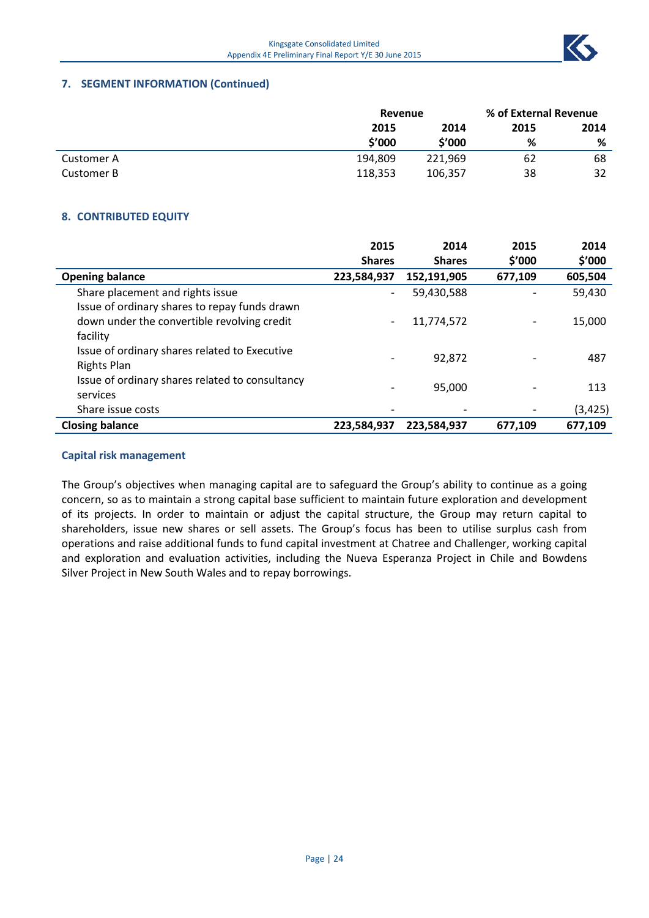## 7. SEGMENT INFORMATION (Continued)

| | Revenue | | % of External Revenue | |
|---|---|---|---|---|
| | 2015 | 2014 | 2015 | 2014 |
| | $'000 | $'000 | % | % |
| Customer A | 194,809 | 221,969 | 62 | 68 |
| Customer B | 118,353 | 106,357 | 38 | 32 |

## 8. CONTRIBUTED EQUITY

| | 2015 Shares | 2014 Shares | 2015 $'000 | 2014 $'000 |
|---|---|---|---|---|
| **Opening balance** | **223,584,937** | **152,191,905** | **677,109** | **605,504** |
| Share placement and rights issue | - | 59,430,588 | - | 59,430 |
| Issue of ordinary shares to repay funds drawn down under the convertible revolving credit facility | - | 11,774,572 | - | 15,000 |
| Issue of ordinary shares related to Executive Rights Plan | - | 92,872 | - | 487 |
| Issue of ordinary shares related to consultancy services | - | 95,000 | - | 113 |
| Share issue costs | - | - | - | (3,425) |
| **Closing balance** | **223,584,937** | **223,584,937** | **677,109** | **677,109** |

### Capital risk management

The Group's objectives when managing capital are to safeguard the Group's ability to continue as a going concern, so as to maintain a strong capital base sufficient to maintain future exploration and development of its projects. In order to maintain or adjust the capital structure, the Group may return capital to shareholders, issue new shares or sell assets. The Group's focus has been to utilise surplus cash from operations and raise additional funds to fund capital investment at Chatree and Challenger, working capital and exploration and evaluation activities, including the Nueva Esperanza Project in Chile and Bowdens Silver Project in New South Wales and to repay borrowings.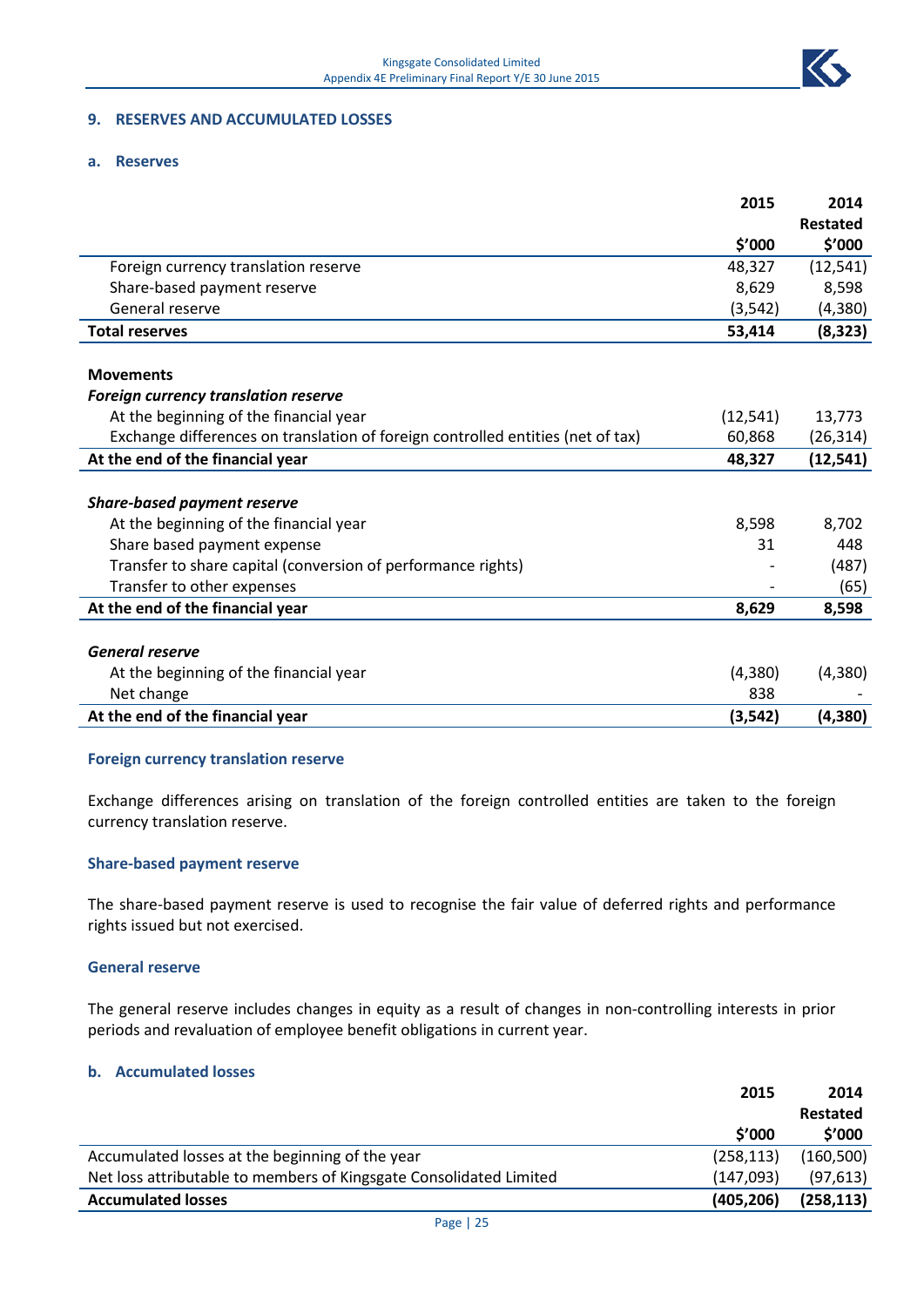## 9. RESERVES AND ACCUMULATED LOSSES

### a. Reserves

| | 2015 | 2014 Restated |
|---|---|---|
| | $'000 | $'000 |
| Foreign currency translation reserve | 48,327 | (12,541) |
| Share-based payment reserve | 8,629 | 8,598 |
| General reserve | (3,542) | (4,380) |
| **Total reserves** | **53,414** | **(8,323)** |
| | | |
| **Movements** | | |
| ***Foreign currency translation reserve*** | | |
| At the beginning of the financial year | (12,541) | 13,773 |
| Exchange differences on translation of foreign controlled entities (net of tax) | 60,868 | (26,314) |
| **At the end of the financial year** | **48,327** | **(12,541)** |
| | | |
| ***Share-based payment reserve*** | | |
| At the beginning of the financial year | 8,598 | 8,702 |
| Share based payment expense | 31 | 448 |
| Transfer to share capital (conversion of performance rights) | - | (487) |
| Transfer to other expenses | - | (65) |
| **At the end of the financial year** | **8,629** | **8,598** |
| | | |
| ***General reserve*** | | |
| At the beginning of the financial year | (4,380) | (4,380) |
| Net change | 838 | - |
| **At the end of the financial year** | **(3,542)** | **(4,380)** |

#### Foreign currency translation reserve

Exchange differences arising on translation of the foreign controlled entities are taken to the foreign currency translation reserve.

#### Share-based payment reserve

The share-based payment reserve is used to recognise the fair value of deferred rights and performance rights issued but not exercised.

#### General reserve

The general reserve includes changes in equity as a result of changes in non-controlling interests in prior periods and revaluation of employee benefit obligations in current year.

### b. Accumulated losses

| | 2015 | 2014 Restated |
|---|---|---|
| | $'000 | $'000 |
| Accumulated losses at the beginning of the year | (258,113) | (160,500) |
| Net loss attributable to members of Kingsgate Consolidated Limited | (147,093) | (97,613) |
| **Accumulated losses** | **(405,206)** | **(258,113)** |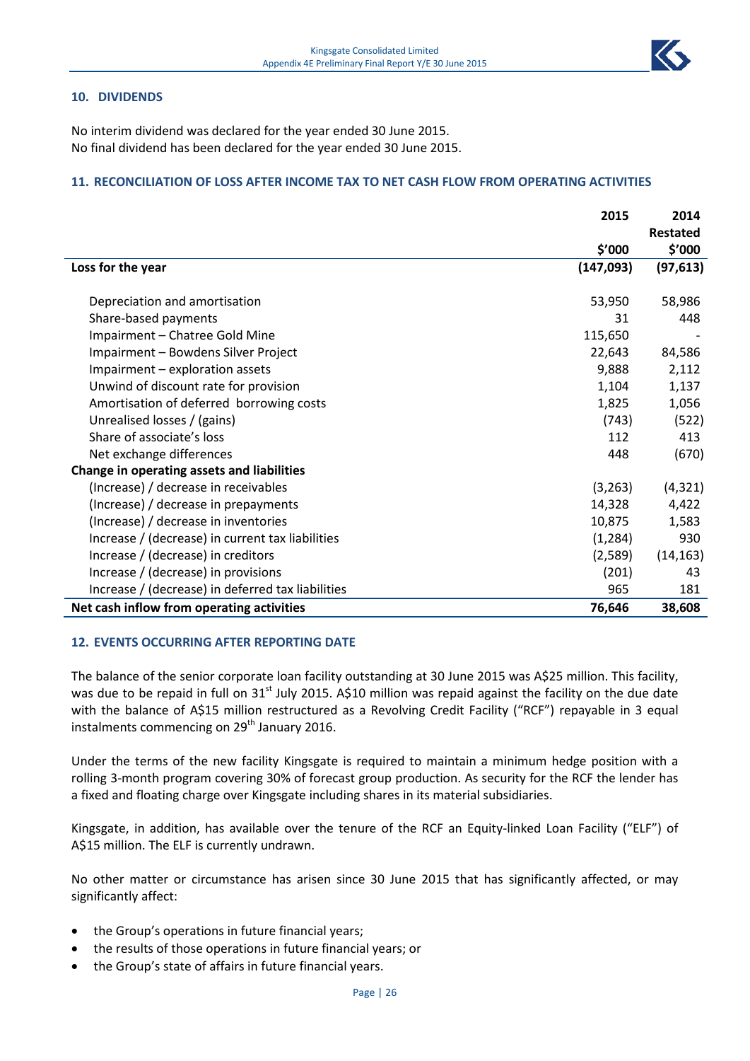## 10. DIVIDENDS

No interim dividend was declared for the year ended 30 June 2015.
No final dividend has been declared for the year ended 30 June 2015.

## 11. RECONCILIATION OF LOSS AFTER INCOME TAX TO NET CASH FLOW FROM OPERATING ACTIVITIES

| | 2015 | 2014 Restated |
|---|---|---|
| | $'000 | $'000 |
| **Loss for the year** | **(147,093)** | **(97,613)** |
| Depreciation and amortisation | 53,950 | 58,986 |
| Share-based payments | 31 | 448 |
| Impairment – Chatree Gold Mine | 115,650 | - |
| Impairment – Bowdens Silver Project | 22,643 | 84,586 |
| Impairment – exploration assets | 9,888 | 2,112 |
| Unwind of discount rate for provision | 1,104 | 1,137 |
| Amortisation of deferred borrowing costs | 1,825 | 1,056 |
| Unrealised losses / (gains) | (743) | (522) |
| Share of associate's loss | 112 | 413 |
| Net exchange differences | 448 | (670) |
| **Change in operating assets and liabilities** | | |
| (Increase) / decrease in receivables | (3,263) | (4,321) |
| (Increase) / decrease in prepayments | 14,328 | 4,422 |
| (Increase) / decrease in inventories | 10,875 | 1,583 |
| Increase / (decrease) in current tax liabilities | (1,284) | 930 |
| Increase / (decrease) in creditors | (2,589) | (14,163) |
| Increase / (decrease) in provisions | (201) | 43 |
| Increase / (decrease) in deferred tax liabilities | 965 | 181 |
| **Net cash inflow from operating activities** | **76,646** | **38,608** |

## 12. EVENTS OCCURRING AFTER REPORTING DATE

The balance of the senior corporate loan facility outstanding at 30 June 2015 was A$25 million. This facility, was due to be repaid in full on 31st July 2015. A$10 million was repaid against the facility on the due date with the balance of A$15 million restructured as a Revolving Credit Facility ("RCF") repayable in 3 equal instalments commencing on 29th January 2016.

Under the terms of the new facility Kingsgate is required to maintain a minimum hedge position with a rolling 3-month program covering 30% of forecast group production. As security for the RCF the lender has a fixed and floating charge over Kingsgate including shares in its material subsidiaries.

Kingsgate, in addition, has available over the tenure of the RCF an Equity-linked Loan Facility ("ELF") of A$15 million. The ELF is currently undrawn.

No other matter or circumstance has arisen since 30 June 2015 that has significantly affected, or may significantly affect:

- the Group's operations in future financial years;
- the results of those operations in future financial years; or
- the Group's state of affairs in future financial years.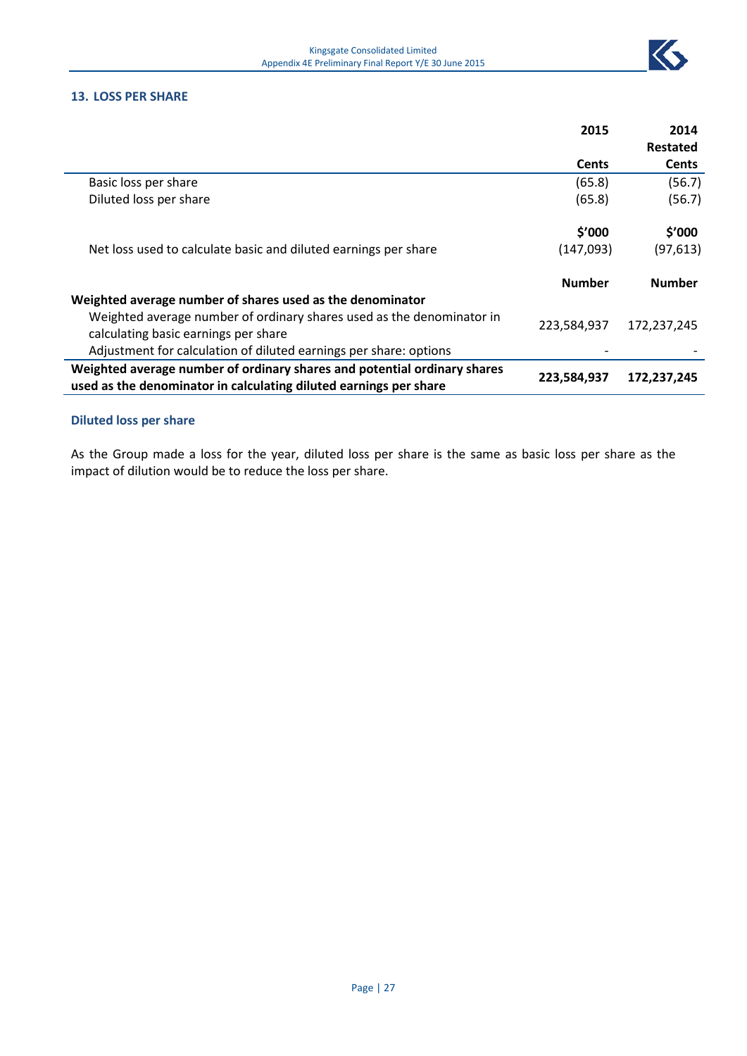## 13. LOSS PER SHARE

| | 2015 | 2014 Restated |
|---|---|---|
| | Cents | Cents |
| Basic loss per share | (65.8) | (56.7) |
| Diluted loss per share | (65.8) | (56.7) |
| | $'000 | $'000 |
| Net loss used to calculate basic and diluted earnings per share | (147,093) | (97,613) |
| | Number | Number |
| **Weighted average number of shares used as the denominator** | | |
| Weighted average number of ordinary shares used as the denominator in calculating basic earnings per share | 223,584,937 | 172,237,245 |
| Adjustment for calculation of diluted earnings per share: options | - | - |
| **Weighted average number of ordinary shares and potential ordinary shares used as the denominator in calculating diluted earnings per share** | **223,584,937** | **172,237,245** |

### Diluted loss per share

As the Group made a loss for the year, diluted loss per share is the same as basic loss per share as the impact of dilution would be to reduce the loss per share.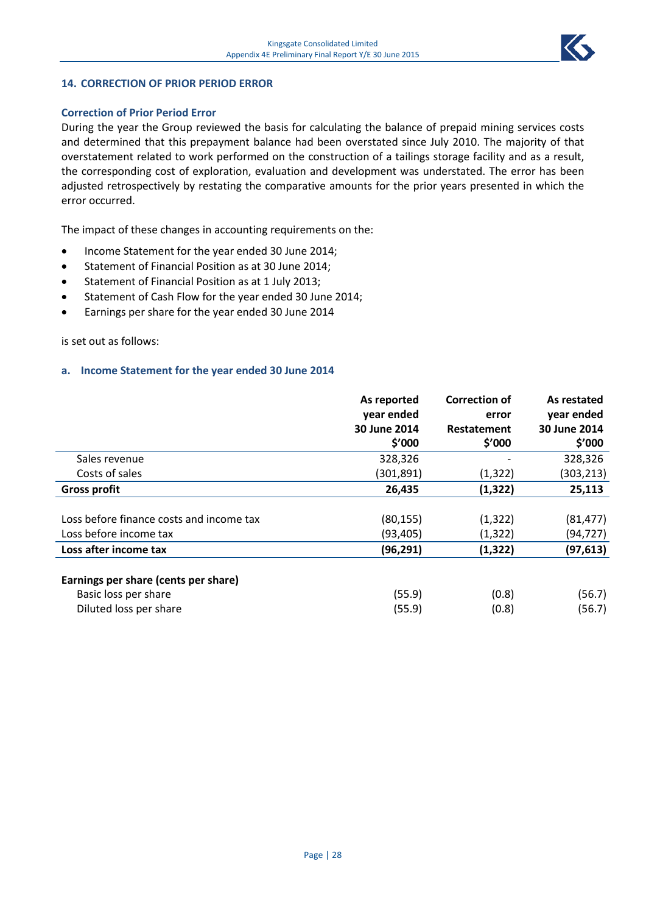## 14. CORRECTION OF PRIOR PERIOD ERROR

### Correction of Prior Period Error

During the year the Group reviewed the basis for calculating the balance of prepaid mining services costs and determined that this prepayment balance had been overstated since July 2010. The majority of that overstatement related to work performed on the construction of a tailings storage facility and as a result, the corresponding cost of exploration, evaluation and development was understated. The error has been adjusted retrospectively by restating the comparative amounts for the prior years presented in which the error occurred.

The impact of these changes in accounting requirements on the:

- Income Statement for the year ended 30 June 2014;
- Statement of Financial Position as at 30 June 2014;
- Statement of Financial Position as at 1 July 2013;
- Statement of Cash Flow for the year ended 30 June 2014;
- Earnings per share for the year ended 30 June 2014

is set out as follows:

### a. Income Statement for the year ended 30 June 2014

| | As reported year ended 30 June 2014 $'000 | Correction of error Restatement $'000 | As restated year ended 30 June 2014 $'000 |
|---|---|---|---|
| Sales revenue | 328,326 | - | 328,326 |
| Costs of sales | (301,891) | (1,322) | (303,213) |
| **Gross profit** | **26,435** | **(1,322)** | **25,113** |
| | | | |
| Loss before finance costs and income tax | (80,155) | (1,322) | (81,477) |
| Loss before income tax | (93,405) | (1,322) | (94,727) |
| **Loss after income tax** | **(96,291)** | **(1,322)** | **(97,613)** |
| | | | |
| **Earnings per share (cents per share)** | | | |
| Basic loss per share | (55.9) | (0.8) | (56.7) |
| Diluted loss per share | (55.9) | (0.8) | (56.7) |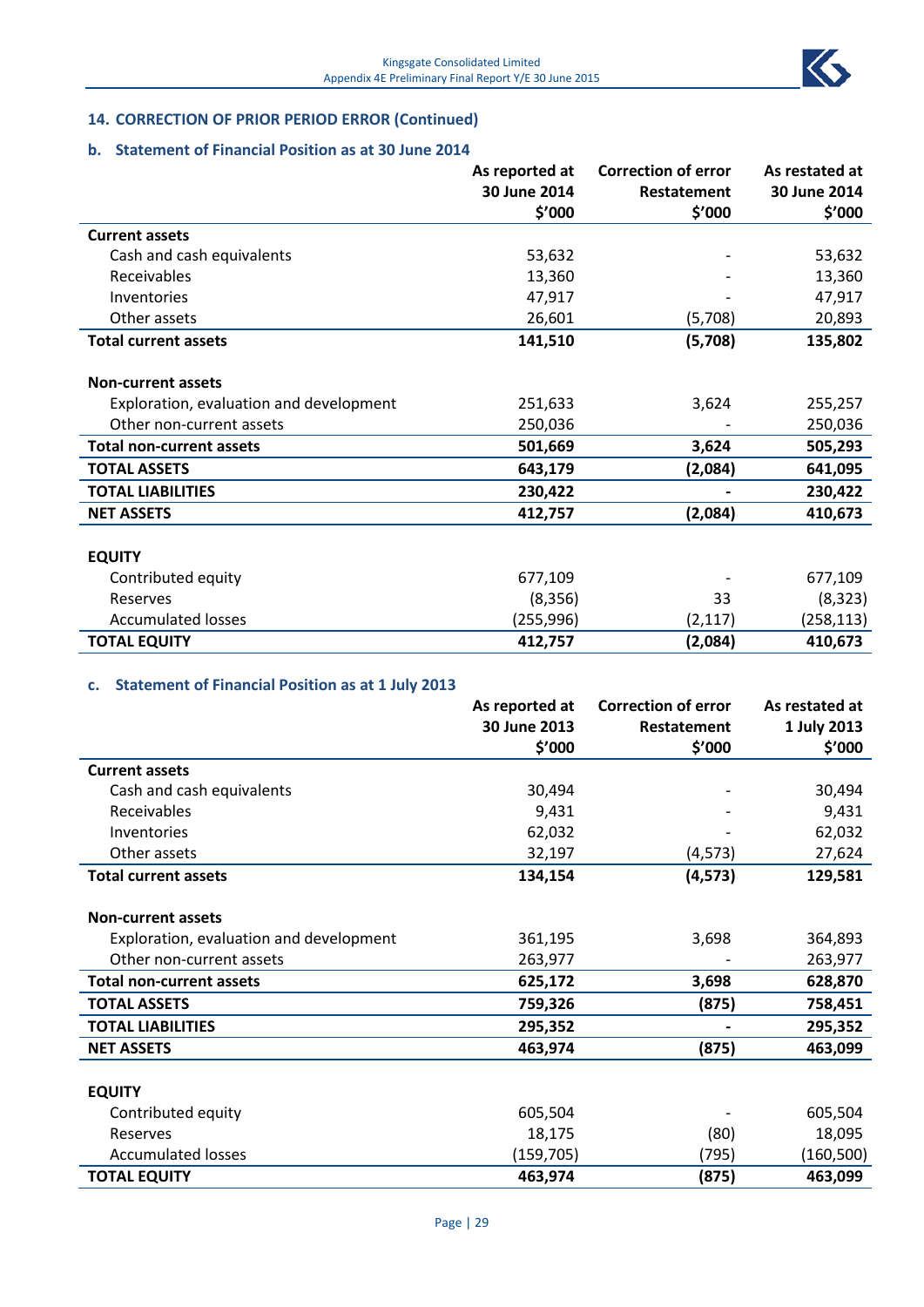## 14. CORRECTION OF PRIOR PERIOD ERROR (Continued)

### b. Statement of Financial Position as at 30 June 2014

| | As reported at 30 June 2014 $'000 | Correction of error Restatement $'000 | As restated at 30 June 2014 $'000 |
|---|---|---|---|
| **Current assets** | | | |
| Cash and cash equivalents | 53,632 | - | 53,632 |
| Receivables | 13,360 | - | 13,360 |
| Inventories | 47,917 | - | 47,917 |
| Other assets | 26,601 | (5,708) | 20,893 |
| **Total current assets** | **141,510** | **(5,708)** | **135,802** |
| | | | |
| **Non-current assets** | | | |
| Exploration, evaluation and development | 251,633 | 3,624 | 255,257 |
| Other non-current assets | 250,036 | - | 250,036 |
| **Total non-current assets** | **501,669** | **3,624** | **505,293** |
| **TOTAL ASSETS** | **643,179** | **(2,084)** | **641,095** |
| **TOTAL LIABILITIES** | **230,422** | **-** | **230,422** |
| **NET ASSETS** | **412,757** | **(2,084)** | **410,673** |
| | | | |
| **EQUITY** | | | |
| Contributed equity | 677,109 | - | 677,109 |
| Reserves | (8,356) | 33 | (8,323) |
| Accumulated losses | (255,996) | (2,117) | (258,113) |
| **TOTAL EQUITY** | **412,757** | **(2,084)** | **410,673** |

### c. Statement of Financial Position as at 1 July 2013

| | As reported at 30 June 2013 $'000 | Correction of error Restatement $'000 | As restated at 1 July 2013 $'000 |
|---|---|---|---|
| **Current assets** | | | |
| Cash and cash equivalents | 30,494 | - | 30,494 |
| Receivables | 9,431 | - | 9,431 |
| Inventories | 62,032 | - | 62,032 |
| Other assets | 32,197 | (4,573) | 27,624 |
| **Total current assets** | **134,154** | **(4,573)** | **129,581** |
| | | | |
| **Non-current assets** | | | |
| Exploration, evaluation and development | 361,195 | 3,698 | 364,893 |
| Other non-current assets | 263,977 | - | 263,977 |
| **Total non-current assets** | **625,172** | **3,698** | **628,870** |
| **TOTAL ASSETS** | **759,326** | **(875)** | **758,451** |
| **TOTAL LIABILITIES** | **295,352** | **-** | **295,352** |
| **NET ASSETS** | **463,974** | **(875)** | **463,099** |
| | | | |
| **EQUITY** | | | |
| Contributed equity | 605,504 | - | 605,504 |
| Reserves | 18,175 | (80) | 18,095 |
| Accumulated losses | (159,705) | (795) | (160,500) |
| **TOTAL EQUITY** | **463,974** | **(875)** | **463,099** |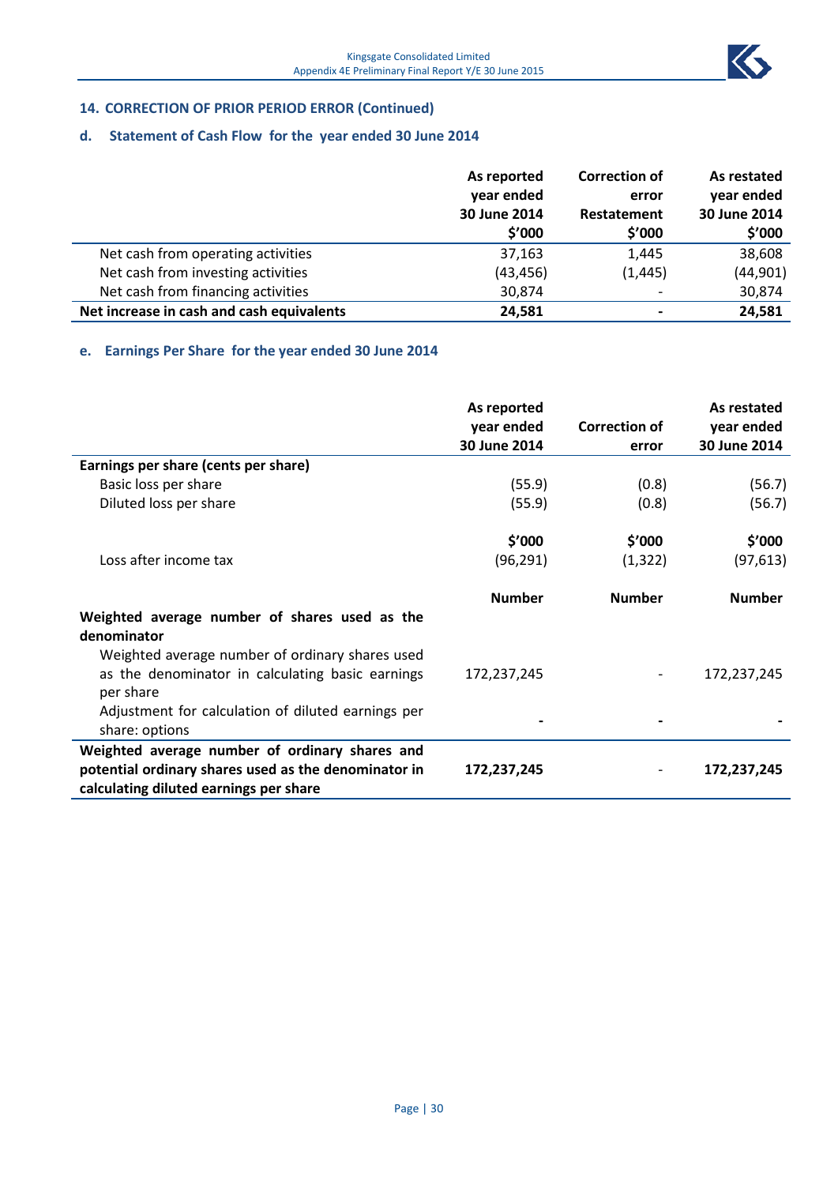## 14. CORRECTION OF PRIOR PERIOD ERROR (Continued)

### d. Statement of Cash Flow for the year ended 30 June 2014

| | As reported year ended 30 June 2014 $'000 | Correction of error Restatement $'000 | As restated year ended 30 June 2014 $'000 |
|---|---|---|---|
| Net cash from operating activities | 37,163 | 1,445 | 38,608 |
| Net cash from investing activities | (43,456) | (1,445) | (44,901) |
| Net cash from financing activities | 30,874 | - | 30,874 |
| **Net increase in cash and cash equivalents** | **24,581** | **-** | **24,581** |

### e. Earnings Per Share for the year ended 30 June 2014

| | As reported year ended 30 June 2014 | Correction of error | As restated year ended 30 June 2014 |
|---|---|---|---|
| **Earnings per share (cents per share)** | | | |
| Basic loss per share | (55.9) | (0.8) | (56.7) |
| Diluted loss per share | (55.9) | (0.8) | (56.7) |
| | **$'000** | **$'000** | **$'000** |
| Loss after income tax | (96,291) | (1,322) | (97,613) |
| | **Number** | **Number** | **Number** |
| **Weighted average number of shares used as the denominator** | | | |
| Weighted average number of ordinary shares used as the denominator in calculating basic earnings per share | 172,237,245 | - | 172,237,245 |
| Adjustment for calculation of diluted earnings per share: options | - | - | - |
| **Weighted average number of ordinary shares and potential ordinary shares used as the denominator in calculating diluted earnings per share** | **172,237,245** | - | **172,237,245** |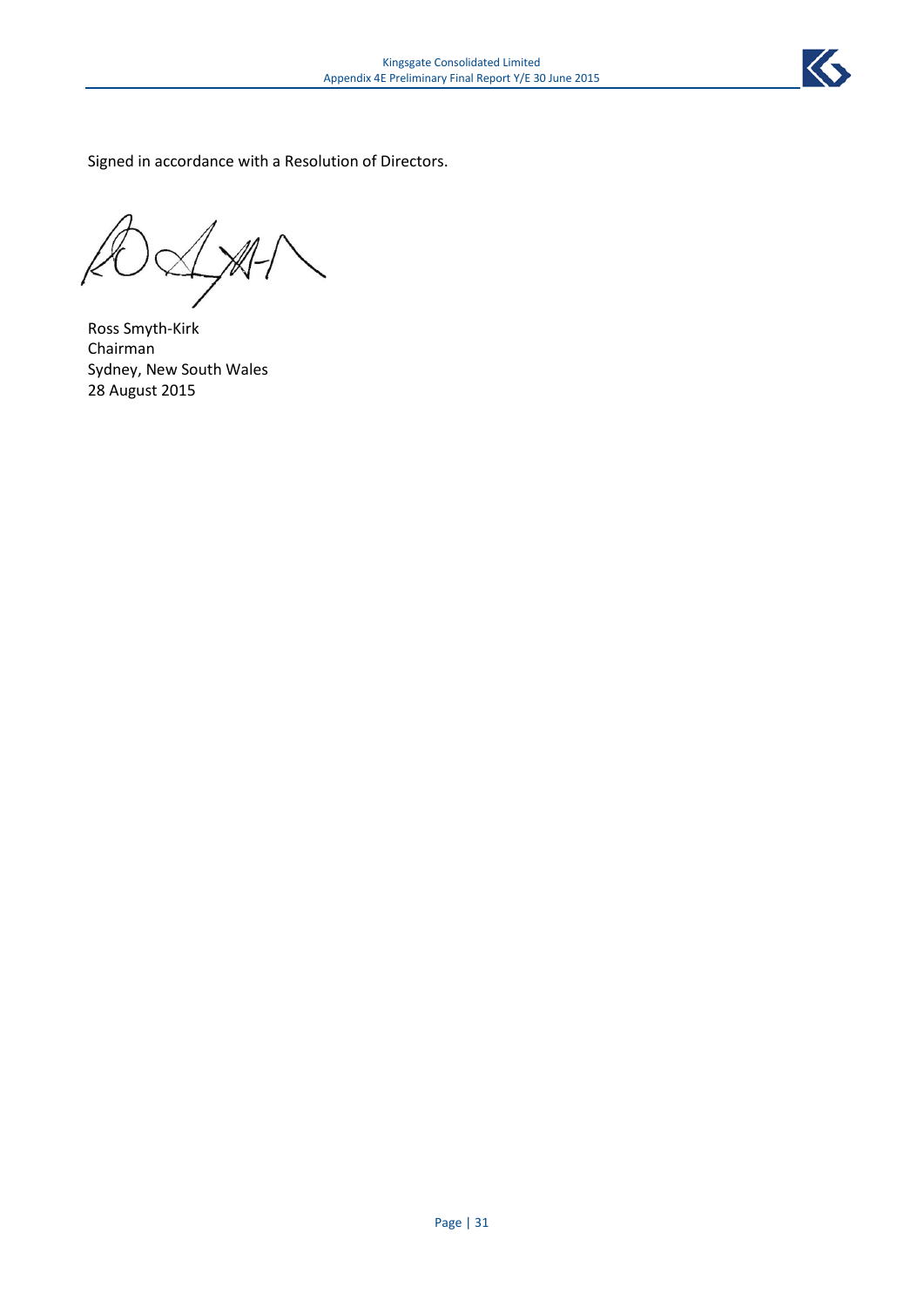Signed in accordance with a Resolution of Directors.

Ross Smyth-Kirk
Chairman
Sydney, New South Wales
28 August 2015